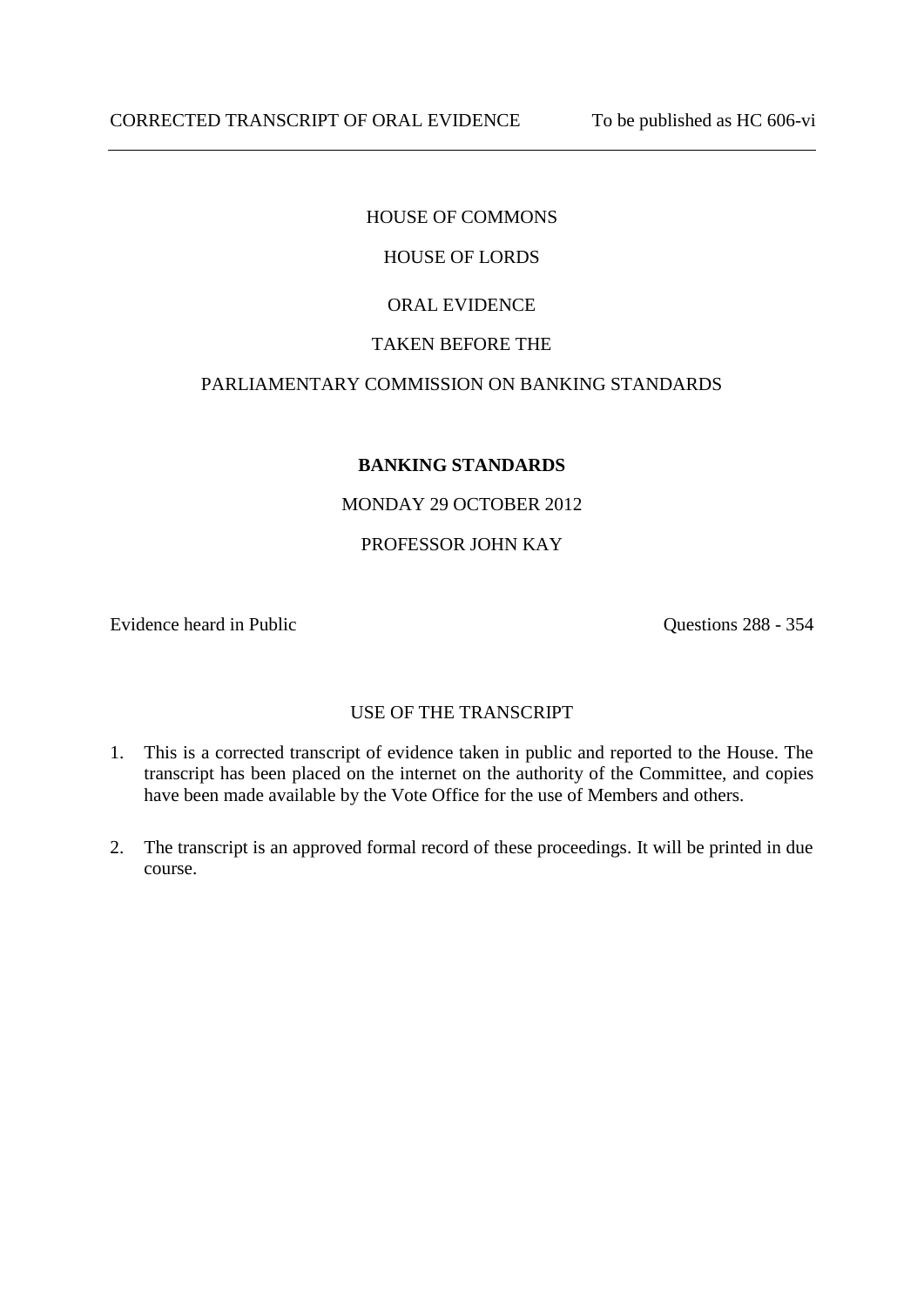CORRECTED TRANSCRIPT OF ORAL EVIDENCE To be published as HC 606-vi

---

HOUSE OF COMMONS

HOUSE OF LORDS

ORAL EVIDENCE

TAKEN BEFORE THE

PARLIAMENTARY COMMISSION ON BANKING STANDARDS

**BANKING STANDARDS**

MONDAY 29 OCTOBER 2012

PROFESSOR JOHN KAY

Evidence heard in Public Questions 288 - 354

USE OF THE TRANSCRIPT

1. This is a corrected transcript of evidence taken in public and reported to the House. The transcript has been placed on the internet on the authority of the Committee, and copies have been made available by the Vote Office for the use of Members and others.

2. The transcript is an approved formal record of these proceedings. It will be printed in due course.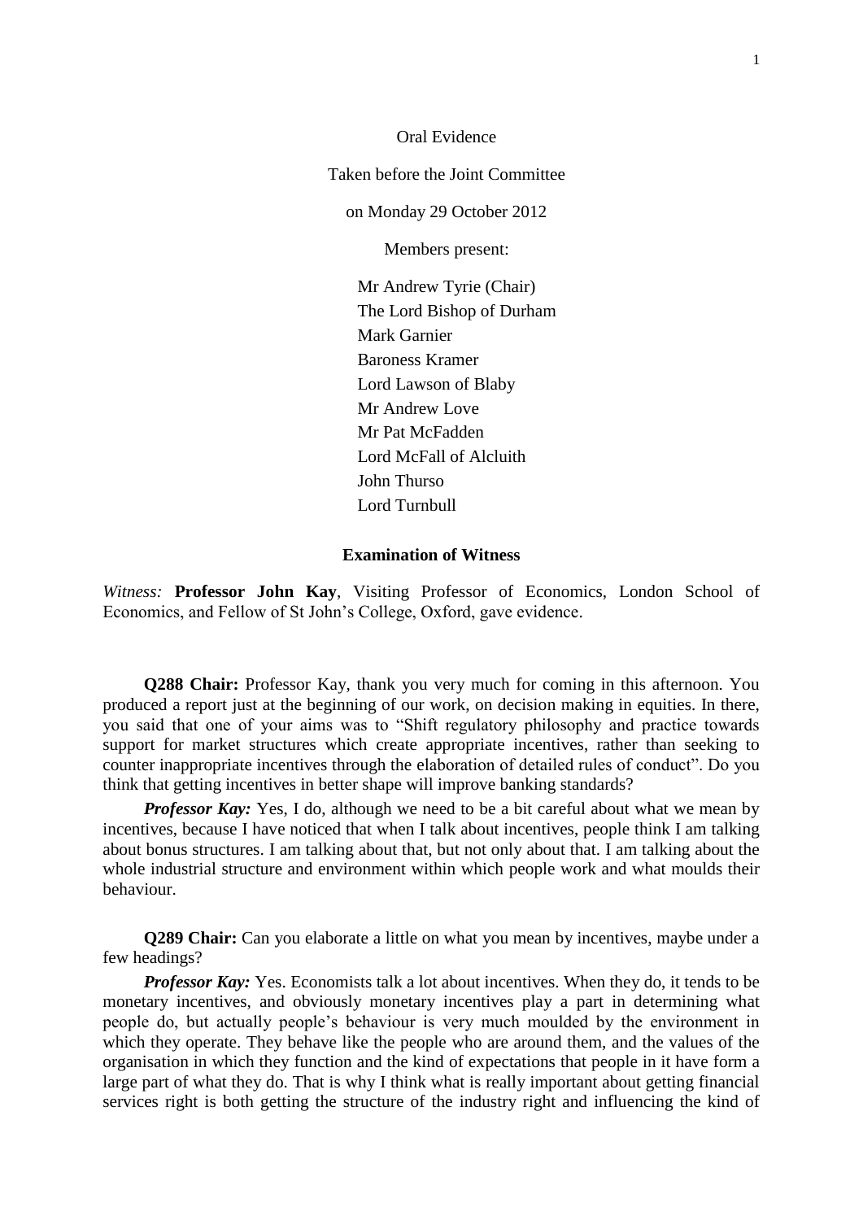Oral Evidence

Taken before the Joint Committee

on Monday 29 October 2012

Members present:

Mr Andrew Tyrie (Chair)
The Lord Bishop of Durham
Mark Garnier
Baroness Kramer
Lord Lawson of Blaby
Mr Andrew Love
Mr Pat McFadden
Lord McFall of Alcluith
John Thurso
Lord Turnbull

**Examination of Witness**

*Witness:* **Professor John Kay**, Visiting Professor of Economics, London School of Economics, and Fellow of St John's College, Oxford, gave evidence.

**Q288 Chair:** Professor Kay, thank you very much for coming in this afternoon. You produced a report just at the beginning of our work, on decision making in equities. In there, you said that one of your aims was to "Shift regulatory philosophy and practice towards support for market structures which create appropriate incentives, rather than seeking to counter inappropriate incentives through the elaboration of detailed rules of conduct". Do you think that getting incentives in better shape will improve banking standards?

***Professor Kay:*** Yes, I do, although we need to be a bit careful about what we mean by incentives, because I have noticed that when I talk about incentives, people think I am talking about bonus structures. I am talking about that, but not only about that. I am talking about the whole industrial structure and environment within which people work and what moulds their behaviour.

**Q289 Chair:** Can you elaborate a little on what you mean by incentives, maybe under a few headings?

***Professor Kay:*** Yes. Economists talk a lot about incentives. When they do, it tends to be monetary incentives, and obviously monetary incentives play a part in determining what people do, but actually people's behaviour is very much moulded by the environment in which they operate. They behave like the people who are around them, and the values of the organisation in which they function and the kind of expectations that people in it have form a large part of what they do. That is why I think what is really important about getting financial services right is both getting the structure of the industry right and influencing the kind of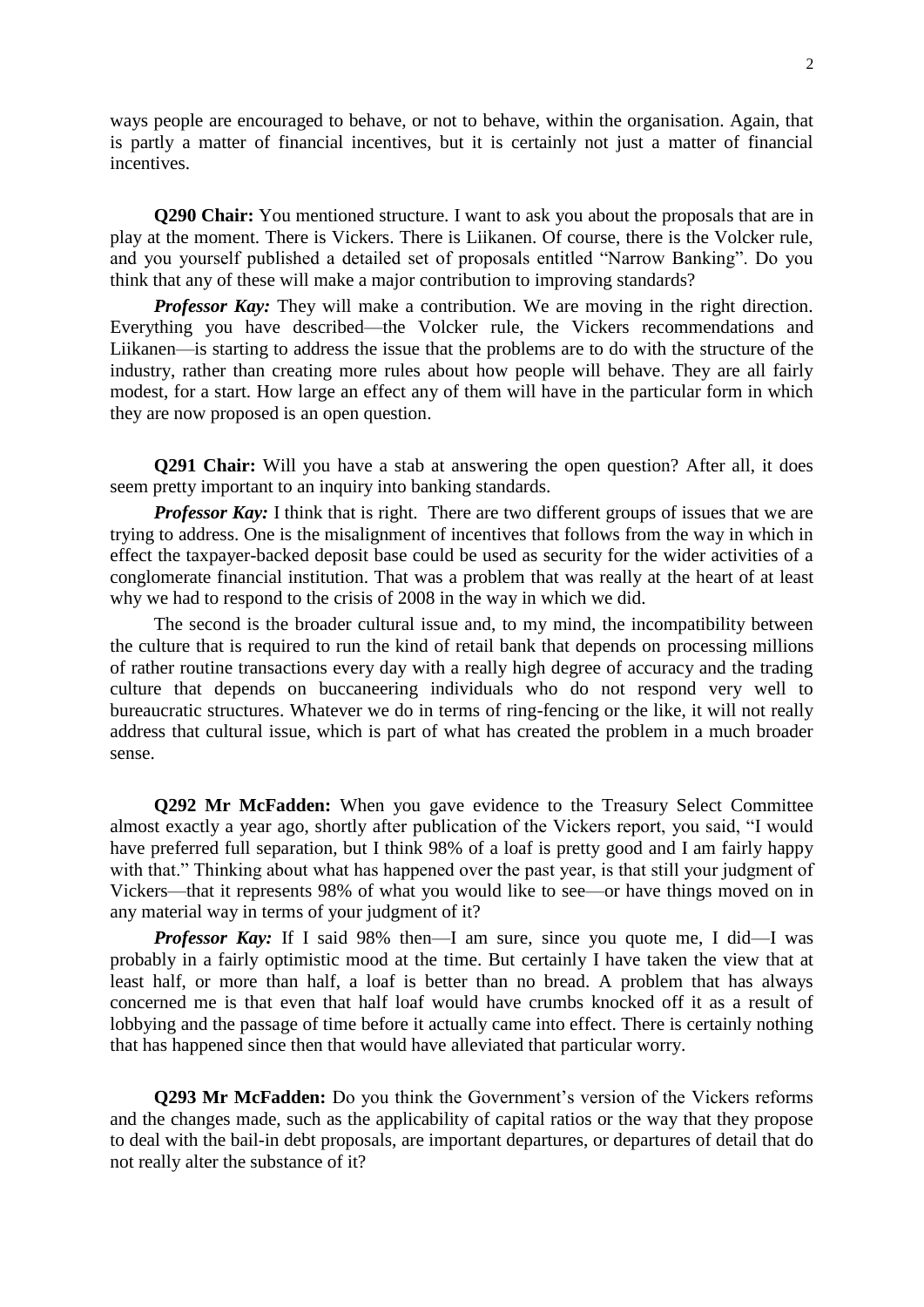ways people are encouraged to behave, or not to behave, within the organisation. Again, that is partly a matter of financial incentives, but it is certainly not just a matter of financial incentives.

**Q290 Chair:** You mentioned structure. I want to ask you about the proposals that are in play at the moment. There is Vickers. There is Liikanen. Of course, there is the Volcker rule, and you yourself published a detailed set of proposals entitled "Narrow Banking". Do you think that any of these will make a major contribution to improving standards?

***Professor Kay:*** They will make a contribution. We are moving in the right direction. Everything you have described—the Volcker rule, the Vickers recommendations and Liikanen—is starting to address the issue that the problems are to do with the structure of the industry, rather than creating more rules about how people will behave. They are all fairly modest, for a start. How large an effect any of them will have in the particular form in which they are now proposed is an open question.

**Q291 Chair:** Will you have a stab at answering the open question? After all, it does seem pretty important to an inquiry into banking standards.

***Professor Kay:*** I think that is right. There are two different groups of issues that we are trying to address. One is the misalignment of incentives that follows from the way in which in effect the taxpayer-backed deposit base could be used as security for the wider activities of a conglomerate financial institution. That was a problem that was really at the heart of at least why we had to respond to the crisis of 2008 in the way in which we did.

The second is the broader cultural issue and, to my mind, the incompatibility between the culture that is required to run the kind of retail bank that depends on processing millions of rather routine transactions every day with a really high degree of accuracy and the trading culture that depends on buccaneering individuals who do not respond very well to bureaucratic structures. Whatever we do in terms of ring-fencing or the like, it will not really address that cultural issue, which is part of what has created the problem in a much broader sense.

**Q292 Mr McFadden:** When you gave evidence to the Treasury Select Committee almost exactly a year ago, shortly after publication of the Vickers report, you said, "I would have preferred full separation, but I think 98% of a loaf is pretty good and I am fairly happy with that." Thinking about what has happened over the past year, is that still your judgment of Vickers—that it represents 98% of what you would like to see—or have things moved on in any material way in terms of your judgment of it?

***Professor Kay:*** If I said 98% then—I am sure, since you quote me, I did—I was probably in a fairly optimistic mood at the time. But certainly I have taken the view that at least half, or more than half, a loaf is better than no bread. A problem that has always concerned me is that even that half loaf would have crumbs knocked off it as a result of lobbying and the passage of time before it actually came into effect. There is certainly nothing that has happened since then that would have alleviated that particular worry.

**Q293 Mr McFadden:** Do you think the Government's version of the Vickers reforms and the changes made, such as the applicability of capital ratios or the way that they propose to deal with the bail-in debt proposals, are important departures, or departures of detail that do not really alter the substance of it?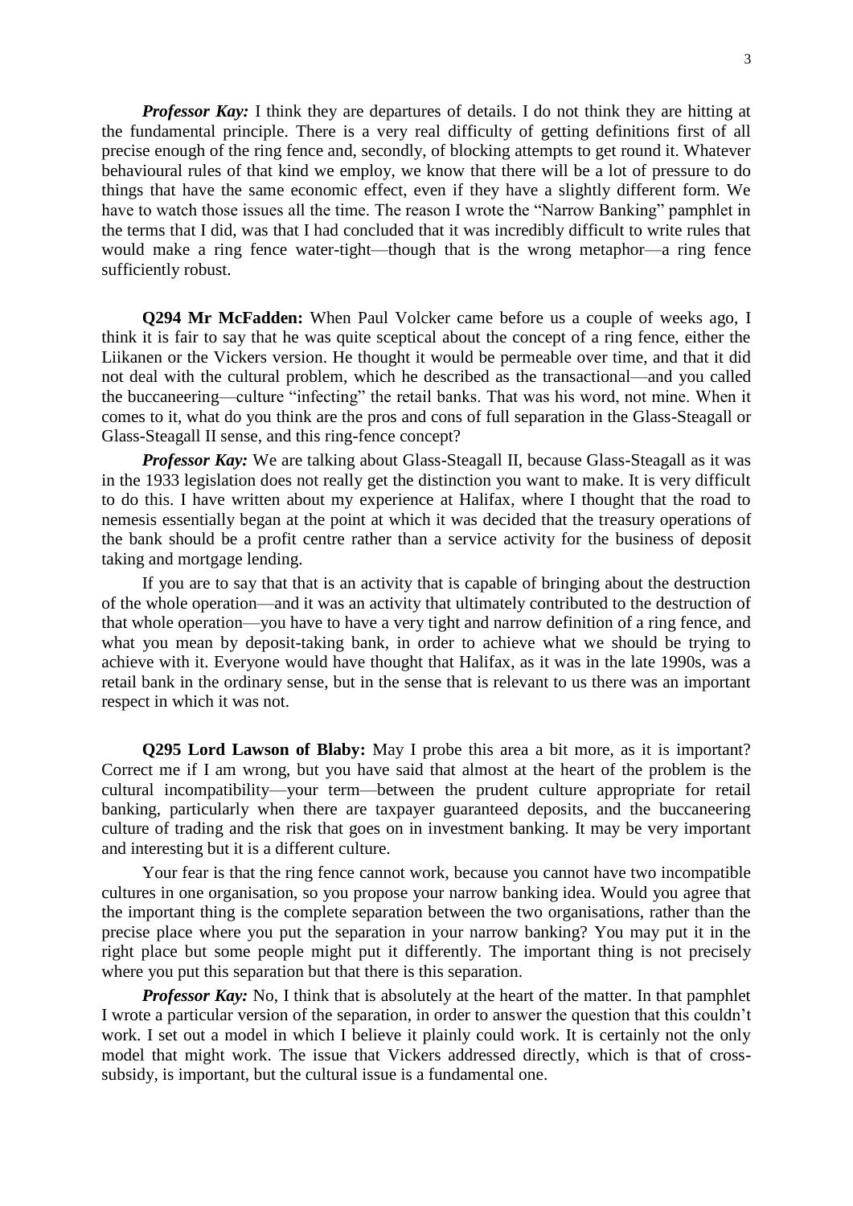***Professor Kay:*** I think they are departures of details. I do not think they are hitting at the fundamental principle. There is a very real difficulty of getting definitions first of all precise enough of the ring fence and, secondly, of blocking attempts to get round it. Whatever behavioural rules of that kind we employ, we know that there will be a lot of pressure to do things that have the same economic effect, even if they have a slightly different form. We have to watch those issues all the time. The reason I wrote the "Narrow Banking" pamphlet in the terms that I did, was that I had concluded that it was incredibly difficult to write rules that would make a ring fence water-tight—though that is the wrong metaphor—a ring fence sufficiently robust.

**Q294 Mr McFadden:** When Paul Volcker came before us a couple of weeks ago, I think it is fair to say that he was quite sceptical about the concept of a ring fence, either the Liikanen or the Vickers version. He thought it would be permeable over time, and that it did not deal with the cultural problem, which he described as the transactional—and you called the buccaneering—culture "infecting" the retail banks. That was his word, not mine. When it comes to it, what do you think are the pros and cons of full separation in the Glass-Steagall or Glass-Steagall II sense, and this ring-fence concept?

***Professor Kay:*** We are talking about Glass-Steagall II, because Glass-Steagall as it was in the 1933 legislation does not really get the distinction you want to make. It is very difficult to do this. I have written about my experience at Halifax, where I thought that the road to nemesis essentially began at the point at which it was decided that the treasury operations of the bank should be a profit centre rather than a service activity for the business of deposit taking and mortgage lending.

If you are to say that that is an activity that is capable of bringing about the destruction of the whole operation—and it was an activity that ultimately contributed to the destruction of that whole operation—you have to have a very tight and narrow definition of a ring fence, and what you mean by deposit-taking bank, in order to achieve what we should be trying to achieve with it. Everyone would have thought that Halifax, as it was in the late 1990s, was a retail bank in the ordinary sense, but in the sense that is relevant to us there was an important respect in which it was not.

**Q295 Lord Lawson of Blaby:** May I probe this area a bit more, as it is important? Correct me if I am wrong, but you have said that almost at the heart of the problem is the cultural incompatibility—your term—between the prudent culture appropriate for retail banking, particularly when there are taxpayer guaranteed deposits, and the buccaneering culture of trading and the risk that goes on in investment banking. It may be very important and interesting but it is a different culture.

Your fear is that the ring fence cannot work, because you cannot have two incompatible cultures in one organisation, so you propose your narrow banking idea. Would you agree that the important thing is the complete separation between the two organisations, rather than the precise place where you put the separation in your narrow banking? You may put it in the right place but some people might put it differently. The important thing is not precisely where you put this separation but that there is this separation.

***Professor Kay:*** No, I think that is absolutely at the heart of the matter. In that pamphlet I wrote a particular version of the separation, in order to answer the question that this couldn't work. I set out a model in which I believe it plainly could work. It is certainly not the only model that might work. The issue that Vickers addressed directly, which is that of cross-subsidy, is important, but the cultural issue is a fundamental one.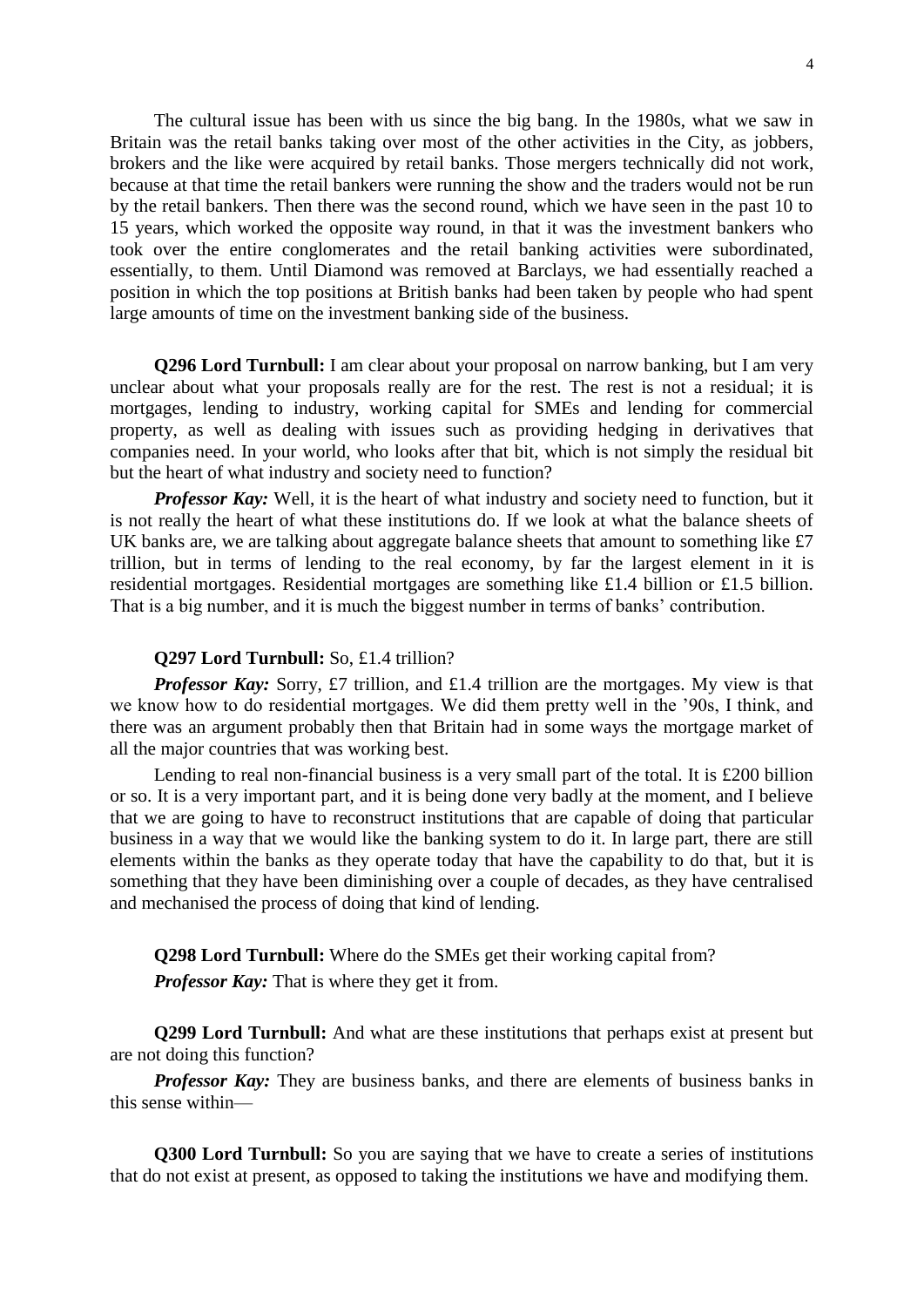The cultural issue has been with us since the big bang. In the 1980s, what we saw in Britain was the retail banks taking over most of the other activities in the City, as jobbers, brokers and the like were acquired by retail banks. Those mergers technically did not work, because at that time the retail bankers were running the show and the traders would not be run by the retail bankers. Then there was the second round, which we have seen in the past 10 to 15 years, which worked the opposite way round, in that it was the investment bankers who took over the entire conglomerates and the retail banking activities were subordinated, essentially, to them. Until Diamond was removed at Barclays, we had essentially reached a position in which the top positions at British banks had been taken by people who had spent large amounts of time on the investment banking side of the business.

**Q296 Lord Turnbull:** I am clear about your proposal on narrow banking, but I am very unclear about what your proposals really are for the rest. The rest is not a residual; it is mortgages, lending to industry, working capital for SMEs and lending for commercial property, as well as dealing with issues such as providing hedging in derivatives that companies need. In your world, who looks after that bit, which is not simply the residual bit but the heart of what industry and society need to function?

***Professor Kay:*** Well, it is the heart of what industry and society need to function, but it is not really the heart of what these institutions do. If we look at what the balance sheets of UK banks are, we are talking about aggregate balance sheets that amount to something like £7 trillion, but in terms of lending to the real economy, by far the largest element in it is residential mortgages. Residential mortgages are something like £1.4 billion or £1.5 billion. That is a big number, and it is much the biggest number in terms of banks' contribution.

**Q297 Lord Turnbull:** So, £1.4 trillion?

***Professor Kay:*** Sorry, £7 trillion, and £1.4 trillion are the mortgages. My view is that we know how to do residential mortgages. We did them pretty well in the '90s, I think, and there was an argument probably then that Britain had in some ways the mortgage market of all the major countries that was working best.

Lending to real non-financial business is a very small part of the total. It is £200 billion or so. It is a very important part, and it is being done very badly at the moment, and I believe that we are going to have to reconstruct institutions that are capable of doing that particular business in a way that we would like the banking system to do it. In large part, there are still elements within the banks as they operate today that have the capability to do that, but it is something that they have been diminishing over a couple of decades, as they have centralised and mechanised the process of doing that kind of lending.

**Q298 Lord Turnbull:** Where do the SMEs get their working capital from?

***Professor Kay:*** That is where they get it from.

**Q299 Lord Turnbull:** And what are these institutions that perhaps exist at present but are not doing this function?

***Professor Kay:*** They are business banks, and there are elements of business banks in this sense within—

**Q300 Lord Turnbull:** So you are saying that we have to create a series of institutions that do not exist at present, as opposed to taking the institutions we have and modifying them.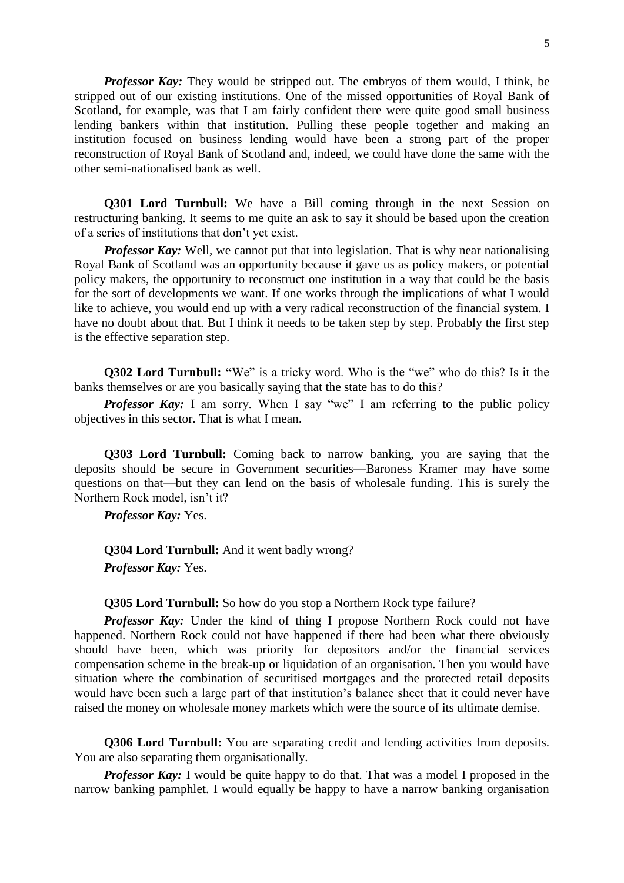***Professor Kay:*** They would be stripped out. The embryos of them would, I think, be stripped out of our existing institutions. One of the missed opportunities of Royal Bank of Scotland, for example, was that I am fairly confident there were quite good small business lending bankers within that institution. Pulling these people together and making an institution focused on business lending would have been a strong part of the proper reconstruction of Royal Bank of Scotland and, indeed, we could have done the same with the other semi-nationalised bank as well.

**Q301 Lord Turnbull:** We have a Bill coming through in the next Session on restructuring banking. It seems to me quite an ask to say it should be based upon the creation of a series of institutions that don't yet exist.

***Professor Kay:*** Well, we cannot put that into legislation. That is why near nationalising Royal Bank of Scotland was an opportunity because it gave us as policy makers, or potential policy makers, the opportunity to reconstruct one institution in a way that could be the basis for the sort of developments we want. If one works through the implications of what I would like to achieve, you would end up with a very radical reconstruction of the financial system. I have no doubt about that. But I think it needs to be taken step by step. Probably the first step is the effective separation step.

**Q302 Lord Turnbull: "**We" is a tricky word. Who is the "we" who do this? Is it the banks themselves or are you basically saying that the state has to do this?

***Professor Kay:*** I am sorry. When I say "we" I am referring to the public policy objectives in this sector. That is what I mean.

**Q303 Lord Turnbull:** Coming back to narrow banking, you are saying that the deposits should be secure in Government securities—Baroness Kramer may have some questions on that—but they can lend on the basis of wholesale funding. This is surely the Northern Rock model, isn't it?

***Professor Kay:*** Yes.

**Q304 Lord Turnbull:** And it went badly wrong?

***Professor Kay:*** Yes.

**Q305 Lord Turnbull:** So how do you stop a Northern Rock type failure?

***Professor Kay:*** Under the kind of thing I propose Northern Rock could not have happened. Northern Rock could not have happened if there had been what there obviously should have been, which was priority for depositors and/or the financial services compensation scheme in the break-up or liquidation of an organisation. Then you would have situation where the combination of securitised mortgages and the protected retail deposits would have been such a large part of that institution's balance sheet that it could never have raised the money on wholesale money markets which were the source of its ultimate demise.

**Q306 Lord Turnbull:** You are separating credit and lending activities from deposits. You are also separating them organisationally.

***Professor Kay:*** I would be quite happy to do that. That was a model I proposed in the narrow banking pamphlet. I would equally be happy to have a narrow banking organisation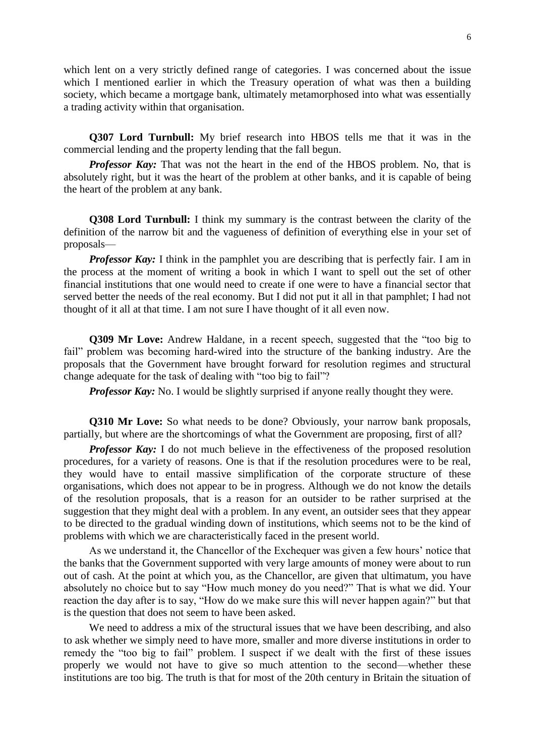which lent on a very strictly defined range of categories. I was concerned about the issue which I mentioned earlier in which the Treasury operation of what was then a building society, which became a mortgage bank, ultimately metamorphosed into what was essentially a trading activity within that organisation.

**Q307 Lord Turnbull:** My brief research into HBOS tells me that it was in the commercial lending and the property lending that the fall begun.

***Professor Kay:*** That was not the heart in the end of the HBOS problem. No, that is absolutely right, but it was the heart of the problem at other banks, and it is capable of being the heart of the problem at any bank.

**Q308 Lord Turnbull:** I think my summary is the contrast between the clarity of the definition of the narrow bit and the vagueness of definition of everything else in your set of proposals—

***Professor Kay:*** I think in the pamphlet you are describing that is perfectly fair. I am in the process at the moment of writing a book in which I want to spell out the set of other financial institutions that one would need to create if one were to have a financial sector that served better the needs of the real economy. But I did not put it all in that pamphlet; I had not thought of it all at that time. I am not sure I have thought of it all even now.

**Q309 Mr Love:** Andrew Haldane, in a recent speech, suggested that the "too big to fail" problem was becoming hard-wired into the structure of the banking industry. Are the proposals that the Government have brought forward for resolution regimes and structural change adequate for the task of dealing with "too big to fail"?

***Professor Kay:*** No. I would be slightly surprised if anyone really thought they were.

**Q310 Mr Love:** So what needs to be done? Obviously, your narrow bank proposals, partially, but where are the shortcomings of what the Government are proposing, first of all?

***Professor Kay:*** I do not much believe in the effectiveness of the proposed resolution procedures, for a variety of reasons. One is that if the resolution procedures were to be real, they would have to entail massive simplification of the corporate structure of these organisations, which does not appear to be in progress. Although we do not know the details of the resolution proposals, that is a reason for an outsider to be rather surprised at the suggestion that they might deal with a problem. In any event, an outsider sees that they appear to be directed to the gradual winding down of institutions, which seems not to be the kind of problems with which we are characteristically faced in the present world.

As we understand it, the Chancellor of the Exchequer was given a few hours' notice that the banks that the Government supported with very large amounts of money were about to run out of cash. At the point at which you, as the Chancellor, are given that ultimatum, you have absolutely no choice but to say "How much money do you need?" That is what we did. Your reaction the day after is to say, "How do we make sure this will never happen again?" but that is the question that does not seem to have been asked.

We need to address a mix of the structural issues that we have been describing, and also to ask whether we simply need to have more, smaller and more diverse institutions in order to remedy the "too big to fail" problem. I suspect if we dealt with the first of these issues properly we would not have to give so much attention to the second—whether these institutions are too big. The truth is that for most of the 20th century in Britain the situation of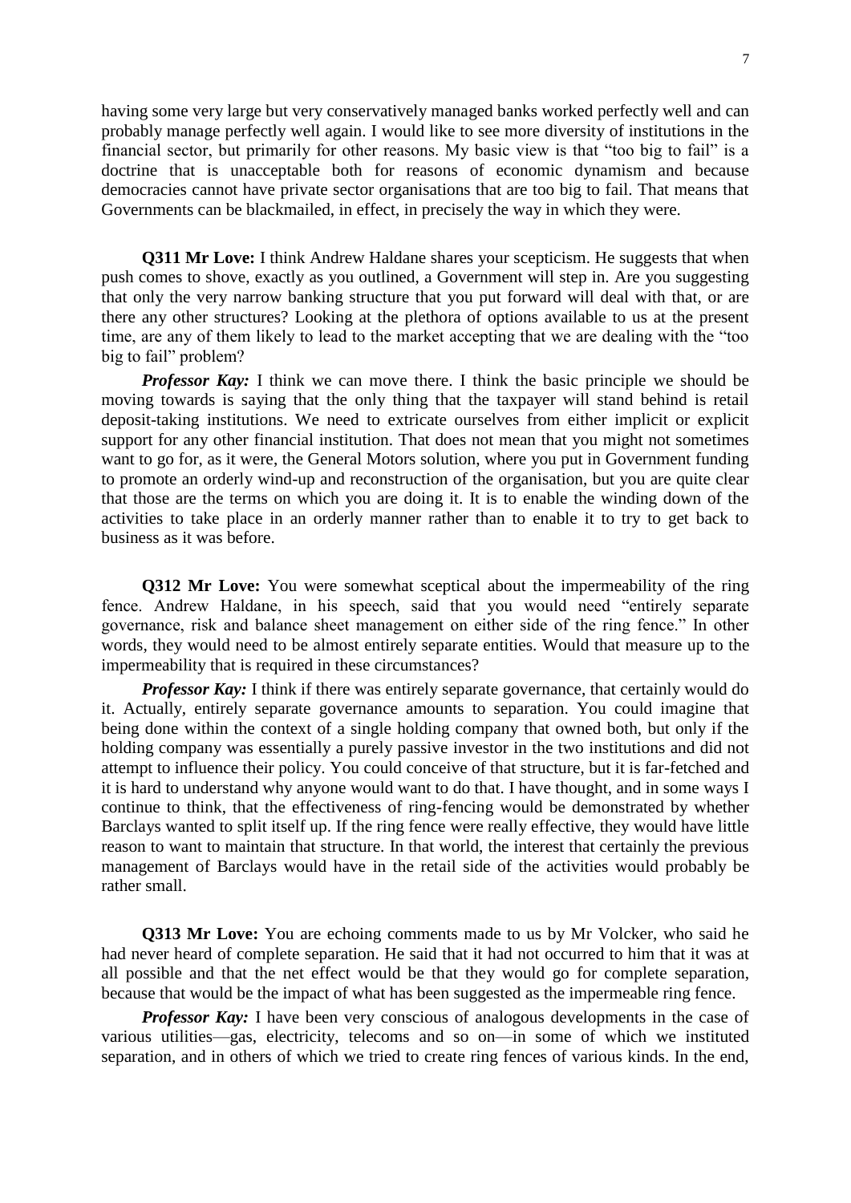having some very large but very conservatively managed banks worked perfectly well and can probably manage perfectly well again. I would like to see more diversity of institutions in the financial sector, but primarily for other reasons. My basic view is that "too big to fail" is a doctrine that is unacceptable both for reasons of economic dynamism and because democracies cannot have private sector organisations that are too big to fail. That means that Governments can be blackmailed, in effect, in precisely the way in which they were.

**Q311 Mr Love:** I think Andrew Haldane shares your scepticism. He suggests that when push comes to shove, exactly as you outlined, a Government will step in. Are you suggesting that only the very narrow banking structure that you put forward will deal with that, or are there any other structures? Looking at the plethora of options available to us at the present time, are any of them likely to lead to the market accepting that we are dealing with the "too big to fail" problem?

***Professor Kay:*** I think we can move there. I think the basic principle we should be moving towards is saying that the only thing that the taxpayer will stand behind is retail deposit-taking institutions. We need to extricate ourselves from either implicit or explicit support for any other financial institution. That does not mean that you might not sometimes want to go for, as it were, the General Motors solution, where you put in Government funding to promote an orderly wind-up and reconstruction of the organisation, but you are quite clear that those are the terms on which you are doing it. It is to enable the winding down of the activities to take place in an orderly manner rather than to enable it to try to get back to business as it was before.

**Q312 Mr Love:** You were somewhat sceptical about the impermeability of the ring fence. Andrew Haldane, in his speech, said that you would need "entirely separate governance, risk and balance sheet management on either side of the ring fence." In other words, they would need to be almost entirely separate entities. Would that measure up to the impermeability that is required in these circumstances?

***Professor Kay:*** I think if there was entirely separate governance, that certainly would do it. Actually, entirely separate governance amounts to separation. You could imagine that being done within the context of a single holding company that owned both, but only if the holding company was essentially a purely passive investor in the two institutions and did not attempt to influence their policy. You could conceive of that structure, but it is far-fetched and it is hard to understand why anyone would want to do that. I have thought, and in some ways I continue to think, that the effectiveness of ring-fencing would be demonstrated by whether Barclays wanted to split itself up. If the ring fence were really effective, they would have little reason to want to maintain that structure. In that world, the interest that certainly the previous management of Barclays would have in the retail side of the activities would probably be rather small.

**Q313 Mr Love:** You are echoing comments made to us by Mr Volcker, who said he had never heard of complete separation. He said that it had not occurred to him that it was at all possible and that the net effect would be that they would go for complete separation, because that would be the impact of what has been suggested as the impermeable ring fence.

***Professor Kay:*** I have been very conscious of analogous developments in the case of various utilities—gas, electricity, telecoms and so on—in some of which we instituted separation, and in others of which we tried to create ring fences of various kinds. In the end,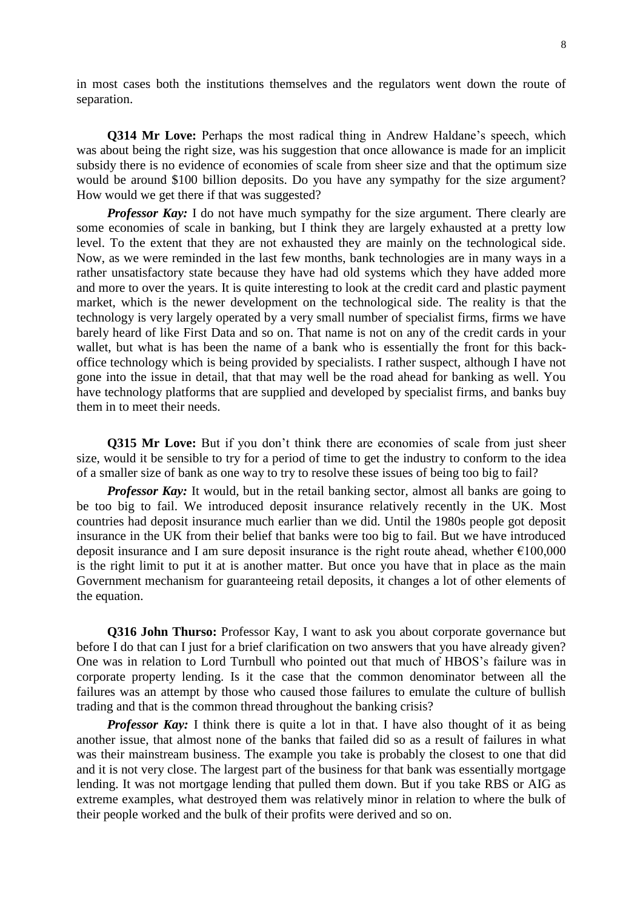in most cases both the institutions themselves and the regulators went down the route of separation.

**Q314 Mr Love:** Perhaps the most radical thing in Andrew Haldane's speech, which was about being the right size, was his suggestion that once allowance is made for an implicit subsidy there is no evidence of economies of scale from sheer size and that the optimum size would be around $100 billion deposits. Do you have any sympathy for the size argument? How would we get there if that was suggested?

***Professor Kay:*** I do not have much sympathy for the size argument. There clearly are some economies of scale in banking, but I think they are largely exhausted at a pretty low level. To the extent that they are not exhausted they are mainly on the technological side. Now, as we were reminded in the last few months, bank technologies are in many ways in a rather unsatisfactory state because they have had old systems which they have added more and more to over the years. It is quite interesting to look at the credit card and plastic payment market, which is the newer development on the technological side. The reality is that the technology is very largely operated by a very small number of specialist firms, firms we have barely heard of like First Data and so on. That name is not on any of the credit cards in your wallet, but what is has been the name of a bank who is essentially the front for this back-office technology which is being provided by specialists. I rather suspect, although I have not gone into the issue in detail, that that may well be the road ahead for banking as well. You have technology platforms that are supplied and developed by specialist firms, and banks buy them in to meet their needs.

**Q315 Mr Love:** But if you don't think there are economies of scale from just sheer size, would it be sensible to try for a period of time to get the industry to conform to the idea of a smaller size of bank as one way to try to resolve these issues of being too big to fail?

***Professor Kay:*** It would, but in the retail banking sector, almost all banks are going to be too big to fail. We introduced deposit insurance relatively recently in the UK. Most countries had deposit insurance much earlier than we did. Until the 1980s people got deposit insurance in the UK from their belief that banks were too big to fail. But we have introduced deposit insurance and I am sure deposit insurance is the right route ahead, whether €100,000 is the right limit to put it at is another matter. But once you have that in place as the main Government mechanism for guaranteeing retail deposits, it changes a lot of other elements of the equation.

**Q316 John Thurso:** Professor Kay, I want to ask you about corporate governance but before I do that can I just for a brief clarification on two answers that you have already given? One was in relation to Lord Turnbull who pointed out that much of HBOS's failure was in corporate property lending. Is it the case that the common denominator between all the failures was an attempt by those who caused those failures to emulate the culture of bullish trading and that is the common thread throughout the banking crisis?

***Professor Kay:*** I think there is quite a lot in that. I have also thought of it as being another issue, that almost none of the banks that failed did so as a result of failures in what was their mainstream business. The example you take is probably the closest to one that did and it is not very close. The largest part of the business for that bank was essentially mortgage lending. It was not mortgage lending that pulled them down. But if you take RBS or AIG as extreme examples, what destroyed them was relatively minor in relation to where the bulk of their people worked and the bulk of their profits were derived and so on.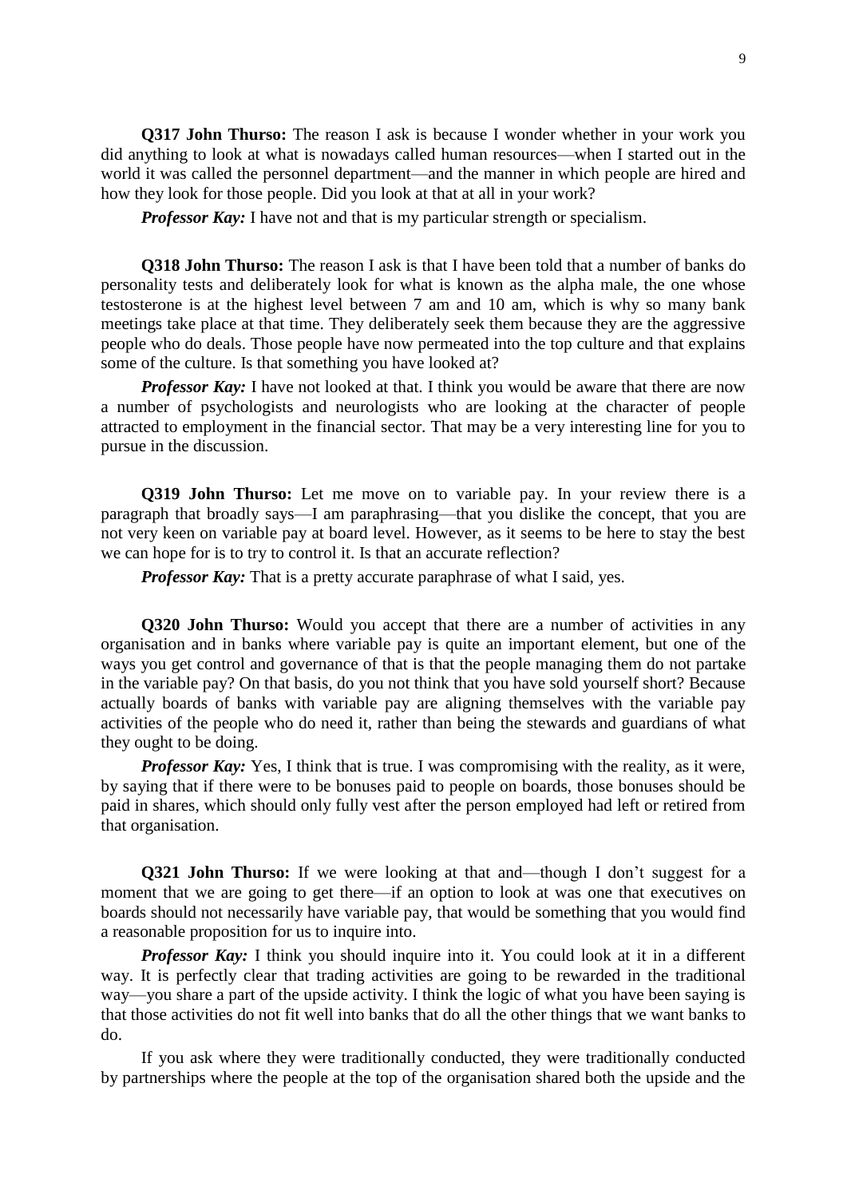**Q317 John Thurso:** The reason I ask is because I wonder whether in your work you did anything to look at what is nowadays called human resources—when I started out in the world it was called the personnel department—and the manner in which people are hired and how they look for those people. Did you look at that at all in your work?

***Professor Kay:*** I have not and that is my particular strength or specialism.

**Q318 John Thurso:** The reason I ask is that I have been told that a number of banks do personality tests and deliberately look for what is known as the alpha male, the one whose testosterone is at the highest level between 7 am and 10 am, which is why so many bank meetings take place at that time. They deliberately seek them because they are the aggressive people who do deals. Those people have now permeated into the top culture and that explains some of the culture. Is that something you have looked at?

***Professor Kay:*** I have not looked at that. I think you would be aware that there are now a number of psychologists and neurologists who are looking at the character of people attracted to employment in the financial sector. That may be a very interesting line for you to pursue in the discussion.

**Q319 John Thurso:** Let me move on to variable pay. In your review there is a paragraph that broadly says—I am paraphrasing—that you dislike the concept, that you are not very keen on variable pay at board level. However, as it seems to be here to stay the best we can hope for is to try to control it. Is that an accurate reflection?

***Professor Kay:*** That is a pretty accurate paraphrase of what I said, yes.

**Q320 John Thurso:** Would you accept that there are a number of activities in any organisation and in banks where variable pay is quite an important element, but one of the ways you get control and governance of that is that the people managing them do not partake in the variable pay? On that basis, do you not think that you have sold yourself short? Because actually boards of banks with variable pay are aligning themselves with the variable pay activities of the people who do need it, rather than being the stewards and guardians of what they ought to be doing.

***Professor Kay:*** Yes, I think that is true. I was compromising with the reality, as it were, by saying that if there were to be bonuses paid to people on boards, those bonuses should be paid in shares, which should only fully vest after the person employed had left or retired from that organisation.

**Q321 John Thurso:** If we were looking at that and—though I don't suggest for a moment that we are going to get there—if an option to look at was one that executives on boards should not necessarily have variable pay, that would be something that you would find a reasonable proposition for us to inquire into.

***Professor Kay:*** I think you should inquire into it. You could look at it in a different way. It is perfectly clear that trading activities are going to be rewarded in the traditional way—you share a part of the upside activity. I think the logic of what you have been saying is that those activities do not fit well into banks that do all the other things that we want banks to do.

If you ask where they were traditionally conducted, they were traditionally conducted by partnerships where the people at the top of the organisation shared both the upside and the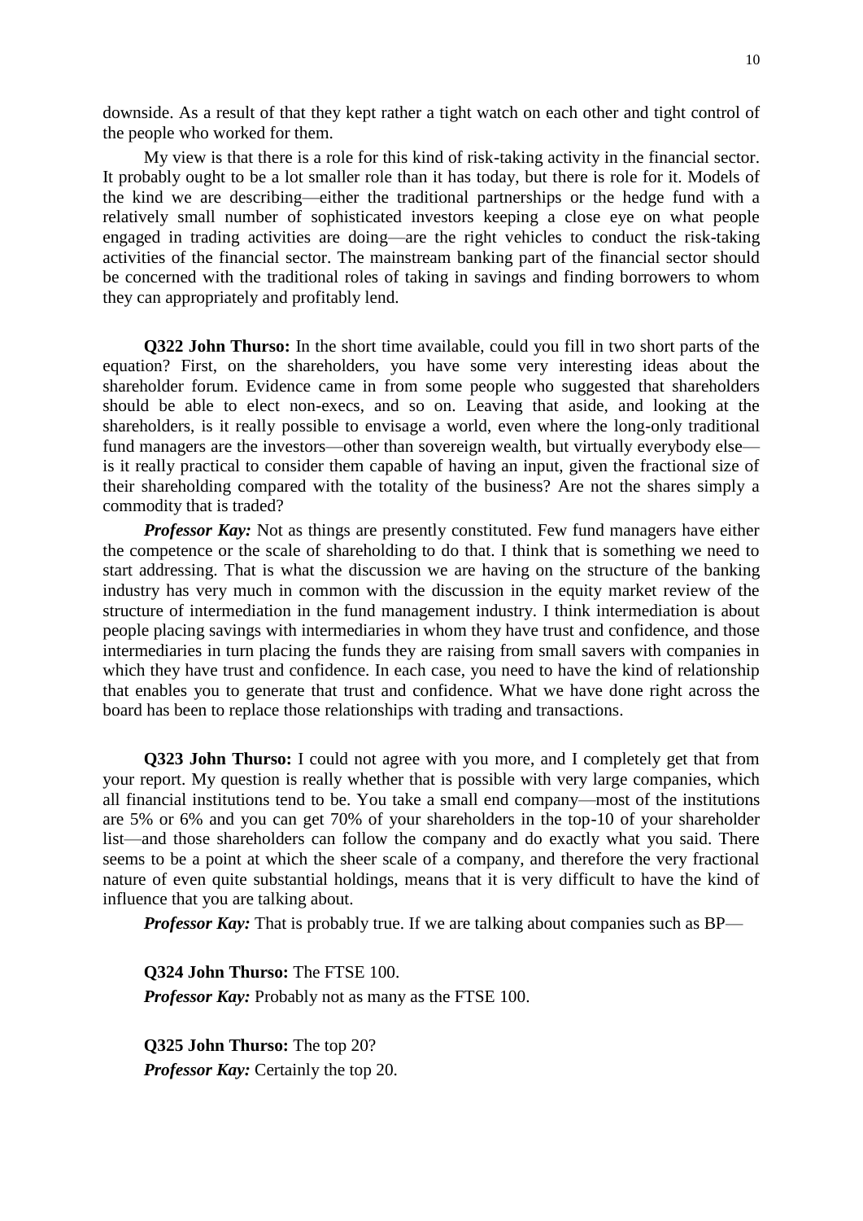downside. As a result of that they kept rather a tight watch on each other and tight control of the people who worked for them.

My view is that there is a role for this kind of risk-taking activity in the financial sector. It probably ought to be a lot smaller role than it has today, but there is role for it. Models of the kind we are describing—either the traditional partnerships or the hedge fund with a relatively small number of sophisticated investors keeping a close eye on what people engaged in trading activities are doing—are the right vehicles to conduct the risk-taking activities of the financial sector. The mainstream banking part of the financial sector should be concerned with the traditional roles of taking in savings and finding borrowers to whom they can appropriately and profitably lend.

**Q322 John Thurso:** In the short time available, could you fill in two short parts of the equation? First, on the shareholders, you have some very interesting ideas about the shareholder forum. Evidence came in from some people who suggested that shareholders should be able to elect non-execs, and so on. Leaving that aside, and looking at the shareholders, is it really possible to envisage a world, even where the long-only traditional fund managers are the investors—other than sovereign wealth, but virtually everybody else—is it really practical to consider them capable of having an input, given the fractional size of their shareholding compared with the totality of the business? Are not the shares simply a commodity that is traded?

***Professor Kay:*** Not as things are presently constituted. Few fund managers have either the competence or the scale of shareholding to do that. I think that is something we need to start addressing. That is what the discussion we are having on the structure of the banking industry has very much in common with the discussion in the equity market review of the structure of intermediation in the fund management industry. I think intermediation is about people placing savings with intermediaries in whom they have trust and confidence, and those intermediaries in turn placing the funds they are raising from small savers with companies in which they have trust and confidence. In each case, you need to have the kind of relationship that enables you to generate that trust and confidence. What we have done right across the board has been to replace those relationships with trading and transactions.

**Q323 John Thurso:** I could not agree with you more, and I completely get that from your report. My question is really whether that is possible with very large companies, which all financial institutions tend to be. You take a small end company—most of the institutions are 5% or 6% and you can get 70% of your shareholders in the top-10 of your shareholder list—and those shareholders can follow the company and do exactly what you said. There seems to be a point at which the sheer scale of a company, and therefore the very fractional nature of even quite substantial holdings, means that it is very difficult to have the kind of influence that you are talking about.

***Professor Kay:*** That is probably true. If we are talking about companies such as BP—

**Q324 John Thurso:** The FTSE 100.

***Professor Kay:*** Probably not as many as the FTSE 100.

**Q325 John Thurso:** The top 20?

***Professor Kay:*** Certainly the top 20.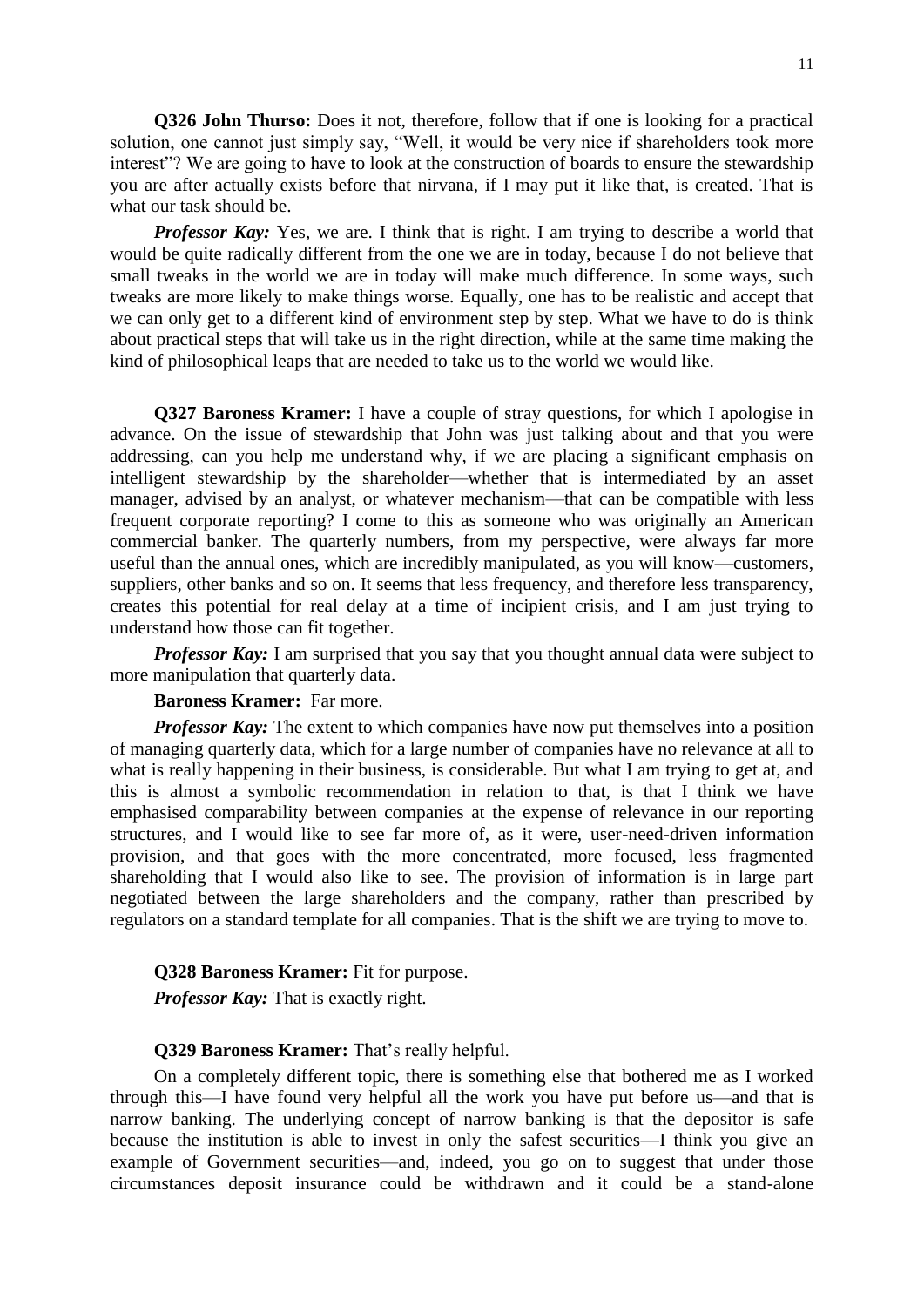**Q326 John Thurso:** Does it not, therefore, follow that if one is looking for a practical solution, one cannot just simply say, "Well, it would be very nice if shareholders took more interest"? We are going to have to look at the construction of boards to ensure the stewardship you are after actually exists before that nirvana, if I may put it like that, is created. That is what our task should be.

***Professor Kay:*** Yes, we are. I think that is right. I am trying to describe a world that would be quite radically different from the one we are in today, because I do not believe that small tweaks in the world we are in today will make much difference. In some ways, such tweaks are more likely to make things worse. Equally, one has to be realistic and accept that we can only get to a different kind of environment step by step. What we have to do is think about practical steps that will take us in the right direction, while at the same time making the kind of philosophical leaps that are needed to take us to the world we would like.

**Q327 Baroness Kramer:** I have a couple of stray questions, for which I apologise in advance. On the issue of stewardship that John was just talking about and that you were addressing, can you help me understand why, if we are placing a significant emphasis on intelligent stewardship by the shareholder—whether that is intermediated by an asset manager, advised by an analyst, or whatever mechanism—that can be compatible with less frequent corporate reporting? I come to this as someone who was originally an American commercial banker. The quarterly numbers, from my perspective, were always far more useful than the annual ones, which are incredibly manipulated, as you will know—customers, suppliers, other banks and so on. It seems that less frequency, and therefore less transparency, creates this potential for real delay at a time of incipient crisis, and I am just trying to understand how those can fit together.

***Professor Kay:*** I am surprised that you say that you thought annual data were subject to more manipulation that quarterly data.

**Baroness Kramer:** Far more.

***Professor Kay:*** The extent to which companies have now put themselves into a position of managing quarterly data, which for a large number of companies have no relevance at all to what is really happening in their business, is considerable. But what I am trying to get at, and this is almost a symbolic recommendation in relation to that, is that I think we have emphasised comparability between companies at the expense of relevance in our reporting structures, and I would like to see far more of, as it were, user-need-driven information provision, and that goes with the more concentrated, more focused, less fragmented shareholding that I would also like to see. The provision of information is in large part negotiated between the large shareholders and the company, rather than prescribed by regulators on a standard template for all companies. That is the shift we are trying to move to.

**Q328 Baroness Kramer:** Fit for purpose.

***Professor Kay:*** That is exactly right.

**Q329 Baroness Kramer:** That's really helpful.

On a completely different topic, there is something else that bothered me as I worked through this—I have found very helpful all the work you have put before us—and that is narrow banking. The underlying concept of narrow banking is that the depositor is safe because the institution is able to invest in only the safest securities—I think you give an example of Government securities—and, indeed, you go on to suggest that under those circumstances deposit insurance could be withdrawn and it could be a stand-alone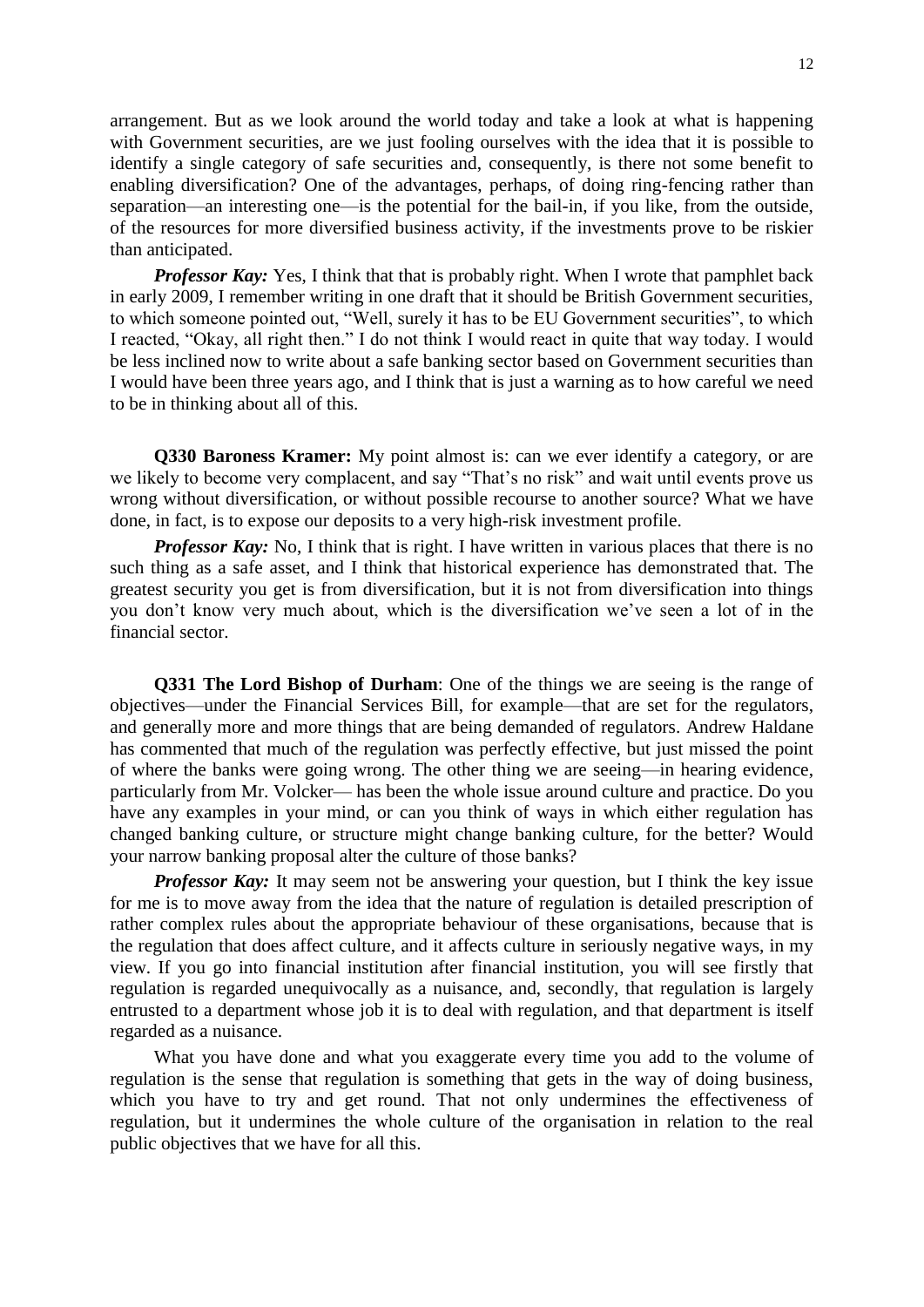arrangement. But as we look around the world today and take a look at what is happening with Government securities, are we just fooling ourselves with the idea that it is possible to identify a single category of safe securities and, consequently, is there not some benefit to enabling diversification? One of the advantages, perhaps, of doing ring-fencing rather than separation—an interesting one—is the potential for the bail-in, if you like, from the outside, of the resources for more diversified business activity, if the investments prove to be riskier than anticipated.

***Professor Kay:*** Yes, I think that that is probably right. When I wrote that pamphlet back in early 2009, I remember writing in one draft that it should be British Government securities, to which someone pointed out, "Well, surely it has to be EU Government securities", to which I reacted, "Okay, all right then." I do not think I would react in quite that way today. I would be less inclined now to write about a safe banking sector based on Government securities than I would have been three years ago, and I think that is just a warning as to how careful we need to be in thinking about all of this.

**Q330 Baroness Kramer:** My point almost is: can we ever identify a category, or are we likely to become very complacent, and say "That's no risk" and wait until events prove us wrong without diversification, or without possible recourse to another source? What we have done, in fact, is to expose our deposits to a very high-risk investment profile.

***Professor Kay:*** No, I think that is right. I have written in various places that there is no such thing as a safe asset, and I think that historical experience has demonstrated that. The greatest security you get is from diversification, but it is not from diversification into things you don't know very much about, which is the diversification we've seen a lot of in the financial sector.

**Q331 The Lord Bishop of Durham**: One of the things we are seeing is the range of objectives—under the Financial Services Bill, for example—that are set for the regulators, and generally more and more things that are being demanded of regulators. Andrew Haldane has commented that much of the regulation was perfectly effective, but just missed the point of where the banks were going wrong. The other thing we are seeing—in hearing evidence, particularly from Mr. Volcker— has been the whole issue around culture and practice. Do you have any examples in your mind, or can you think of ways in which either regulation has changed banking culture, or structure might change banking culture, for the better? Would your narrow banking proposal alter the culture of those banks?

***Professor Kay:*** It may seem not be answering your question, but I think the key issue for me is to move away from the idea that the nature of regulation is detailed prescription of rather complex rules about the appropriate behaviour of these organisations, because that is the regulation that does affect culture, and it affects culture in seriously negative ways, in my view. If you go into financial institution after financial institution, you will see firstly that regulation is regarded unequivocally as a nuisance, and, secondly, that regulation is largely entrusted to a department whose job it is to deal with regulation, and that department is itself regarded as a nuisance.

What you have done and what you exaggerate every time you add to the volume of regulation is the sense that regulation is something that gets in the way of doing business, which you have to try and get round. That not only undermines the effectiveness of regulation, but it undermines the whole culture of the organisation in relation to the real public objectives that we have for all this.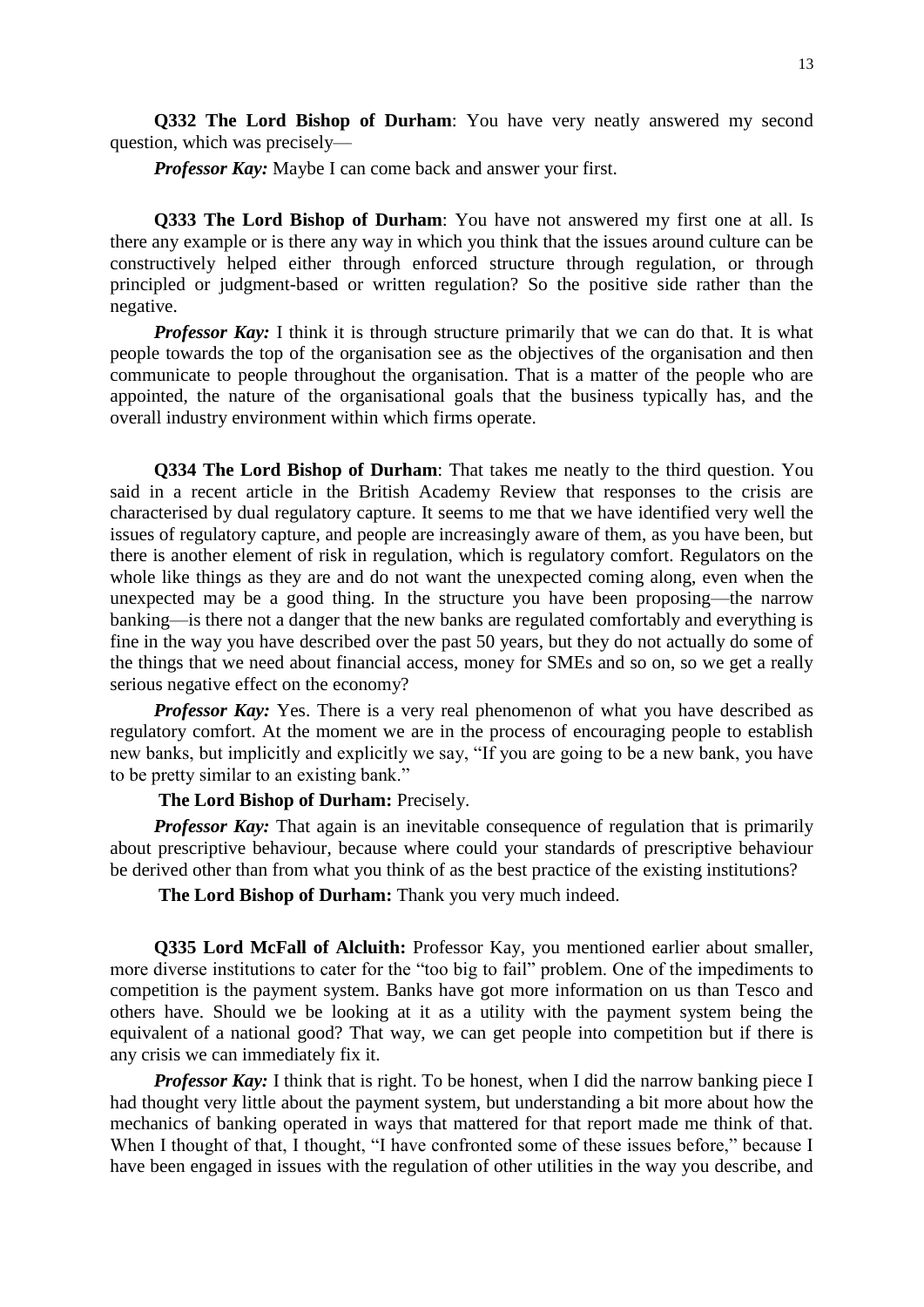**Q332 The Lord Bishop of Durham**: You have very neatly answered my second question, which was precisely—

***Professor Kay:*** Maybe I can come back and answer your first.

**Q333 The Lord Bishop of Durham**: You have not answered my first one at all. Is there any example or is there any way in which you think that the issues around culture can be constructively helped either through enforced structure through regulation, or through principled or judgment-based or written regulation? So the positive side rather than the negative.

***Professor Kay:*** I think it is through structure primarily that we can do that. It is what people towards the top of the organisation see as the objectives of the organisation and then communicate to people throughout the organisation. That is a matter of the people who are appointed, the nature of the organisational goals that the business typically has, and the overall industry environment within which firms operate.

**Q334 The Lord Bishop of Durham**: That takes me neatly to the third question. You said in a recent article in the British Academy Review that responses to the crisis are characterised by dual regulatory capture. It seems to me that we have identified very well the issues of regulatory capture, and people are increasingly aware of them, as you have been, but there is another element of risk in regulation, which is regulatory comfort. Regulators on the whole like things as they are and do not want the unexpected coming along, even when the unexpected may be a good thing. In the structure you have been proposing—the narrow banking—is there not a danger that the new banks are regulated comfortably and everything is fine in the way you have described over the past 50 years, but they do not actually do some of the things that we need about financial access, money for SMEs and so on, so we get a really serious negative effect on the economy?

***Professor Kay:*** Yes. There is a very real phenomenon of what you have described as regulatory comfort. At the moment we are in the process of encouraging people to establish new banks, but implicitly and explicitly we say, "If you are going to be a new bank, you have to be pretty similar to an existing bank."

**The Lord Bishop of Durham:** Precisely.

***Professor Kay:*** That again is an inevitable consequence of regulation that is primarily about prescriptive behaviour, because where could your standards of prescriptive behaviour be derived other than from what you think of as the best practice of the existing institutions?

**The Lord Bishop of Durham:** Thank you very much indeed.

**Q335 Lord McFall of Alcluith:** Professor Kay, you mentioned earlier about smaller, more diverse institutions to cater for the "too big to fail" problem. One of the impediments to competition is the payment system. Banks have got more information on us than Tesco and others have. Should we be looking at it as a utility with the payment system being the equivalent of a national good? That way, we can get people into competition but if there is any crisis we can immediately fix it.

***Professor Kay:*** I think that is right. To be honest, when I did the narrow banking piece I had thought very little about the payment system, but understanding a bit more about how the mechanics of banking operated in ways that mattered for that report made me think of that. When I thought of that, I thought, "I have confronted some of these issues before," because I have been engaged in issues with the regulation of other utilities in the way you describe, and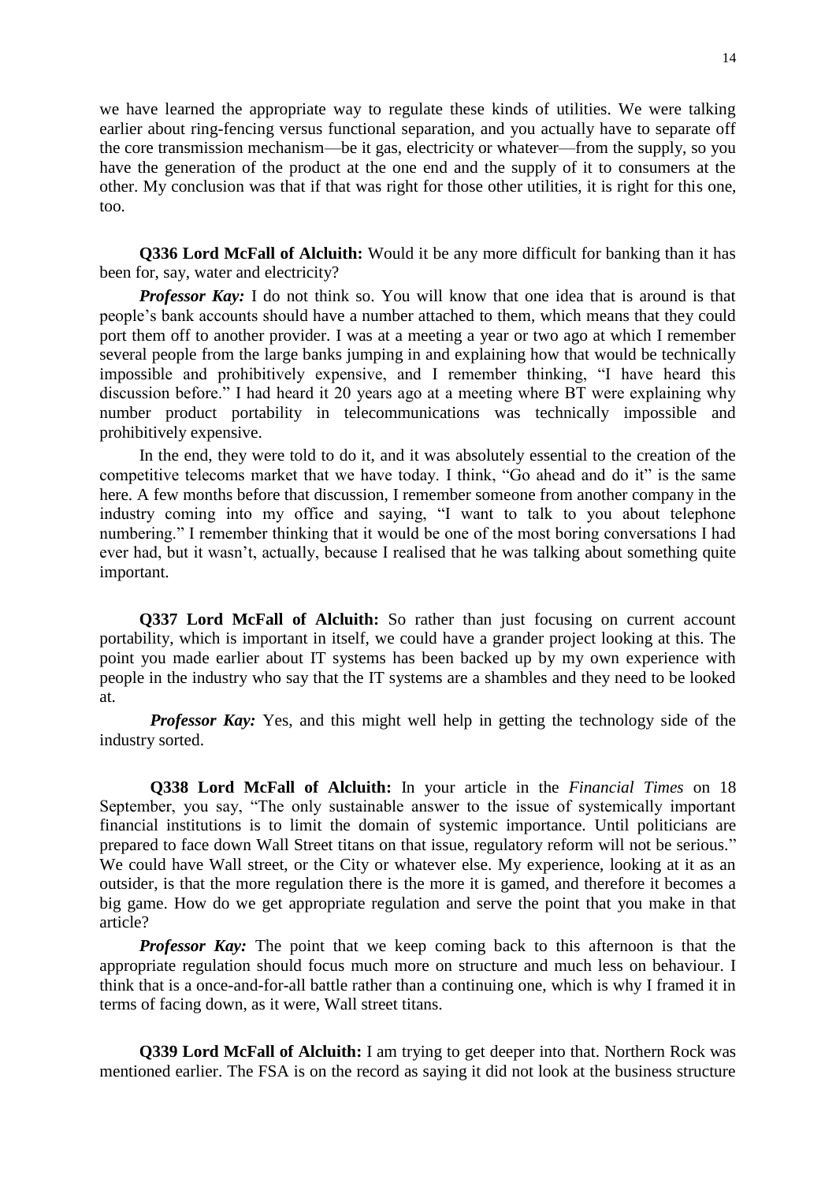we have learned the appropriate way to regulate these kinds of utilities. We were talking earlier about ring-fencing versus functional separation, and you actually have to separate off the core transmission mechanism—be it gas, electricity or whatever—from the supply, so you have the generation of the product at the one end and the supply of it to consumers at the other. My conclusion was that if that was right for those other utilities, it is right for this one, too.

**Q336 Lord McFall of Alcluith:** Would it be any more difficult for banking than it has been for, say, water and electricity?

***Professor Kay:*** I do not think so. You will know that one idea that is around is that people's bank accounts should have a number attached to them, which means that they could port them off to another provider. I was at a meeting a year or two ago at which I remember several people from the large banks jumping in and explaining how that would be technically impossible and prohibitively expensive, and I remember thinking, "I have heard this discussion before." I had heard it 20 years ago at a meeting where BT were explaining why number product portability in telecommunications was technically impossible and prohibitively expensive.

In the end, they were told to do it, and it was absolutely essential to the creation of the competitive telecoms market that we have today. I think, "Go ahead and do it" is the same here. A few months before that discussion, I remember someone from another company in the industry coming into my office and saying, "I want to talk to you about telephone numbering." I remember thinking that it would be one of the most boring conversations I had ever had, but it wasn't, actually, because I realised that he was talking about something quite important.

**Q337 Lord McFall of Alcluith:** So rather than just focusing on current account portability, which is important in itself, we could have a grander project looking at this. The point you made earlier about IT systems has been backed up by my own experience with people in the industry who say that the IT systems are a shambles and they need to be looked at.

***Professor Kay:*** Yes, and this might well help in getting the technology side of the industry sorted.

**Q338 Lord McFall of Alcluith:** In your article in the *Financial Times* on 18 September, you say, "The only sustainable answer to the issue of systemically important financial institutions is to limit the domain of systemic importance. Until politicians are prepared to face down Wall Street titans on that issue, regulatory reform will not be serious." We could have Wall street, or the City or whatever else. My experience, looking at it as an outsider, is that the more regulation there is the more it is gamed, and therefore it becomes a big game. How do we get appropriate regulation and serve the point that you make in that article?

***Professor Kay:*** The point that we keep coming back to this afternoon is that the appropriate regulation should focus much more on structure and much less on behaviour. I think that is a once-and-for-all battle rather than a continuing one, which is why I framed it in terms of facing down, as it were, Wall street titans.

**Q339 Lord McFall of Alcluith:** I am trying to get deeper into that. Northern Rock was mentioned earlier. The FSA is on the record as saying it did not look at the business structure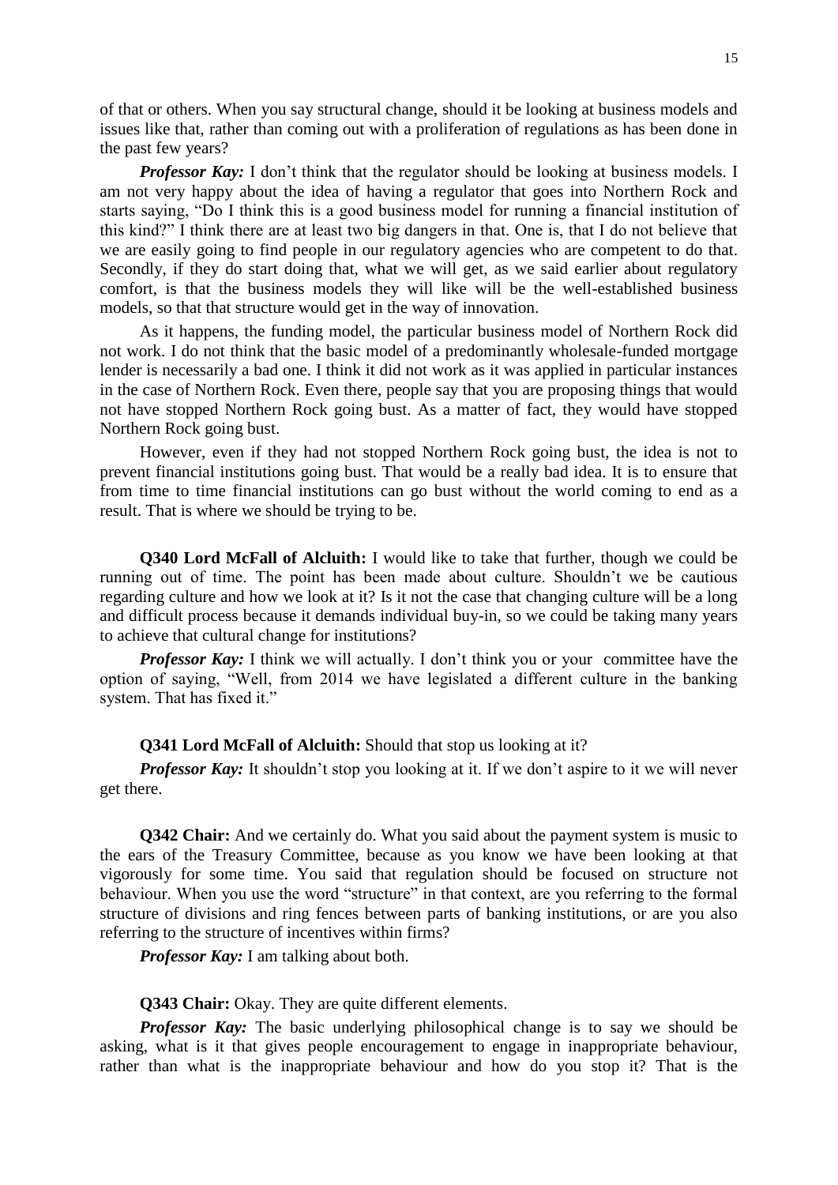of that or others. When you say structural change, should it be looking at business models and issues like that, rather than coming out with a proliferation of regulations as has been done in the past few years?

***Professor Kay:*** I don't think that the regulator should be looking at business models. I am not very happy about the idea of having a regulator that goes into Northern Rock and starts saying, "Do I think this is a good business model for running a financial institution of this kind?" I think there are at least two big dangers in that. One is, that I do not believe that we are easily going to find people in our regulatory agencies who are competent to do that. Secondly, if they do start doing that, what we will get, as we said earlier about regulatory comfort, is that the business models they will like will be the well-established business models, so that that structure would get in the way of innovation.

As it happens, the funding model, the particular business model of Northern Rock did not work. I do not think that the basic model of a predominantly wholesale-funded mortgage lender is necessarily a bad one. I think it did not work as it was applied in particular instances in the case of Northern Rock. Even there, people say that you are proposing things that would not have stopped Northern Rock going bust. As a matter of fact, they would have stopped Northern Rock going bust.

However, even if they had not stopped Northern Rock going bust, the idea is not to prevent financial institutions going bust. That would be a really bad idea. It is to ensure that from time to time financial institutions can go bust without the world coming to end as a result. That is where we should be trying to be.

**Q340 Lord McFall of Alcluith:** I would like to take that further, though we could be running out of time. The point has been made about culture. Shouldn't we be cautious regarding culture and how we look at it? Is it not the case that changing culture will be a long and difficult process because it demands individual buy-in, so we could be taking many years to achieve that cultural change for institutions?

***Professor Kay:*** I think we will actually. I don't think you or your committee have the option of saying, "Well, from 2014 we have legislated a different culture in the banking system. That has fixed it."

**Q341 Lord McFall of Alcluith:** Should that stop us looking at it?

***Professor Kay:*** It shouldn't stop you looking at it. If we don't aspire to it we will never get there.

**Q342 Chair:** And we certainly do. What you said about the payment system is music to the ears of the Treasury Committee, because as you know we have been looking at that vigorously for some time. You said that regulation should be focused on structure not behaviour. When you use the word "structure" in that context, are you referring to the formal structure of divisions and ring fences between parts of banking institutions, or are you also referring to the structure of incentives within firms?

***Professor Kay:*** I am talking about both.

**Q343 Chair:** Okay. They are quite different elements.

***Professor Kay:*** The basic underlying philosophical change is to say we should be asking, what is it that gives people encouragement to engage in inappropriate behaviour, rather than what is the inappropriate behaviour and how do you stop it? That is the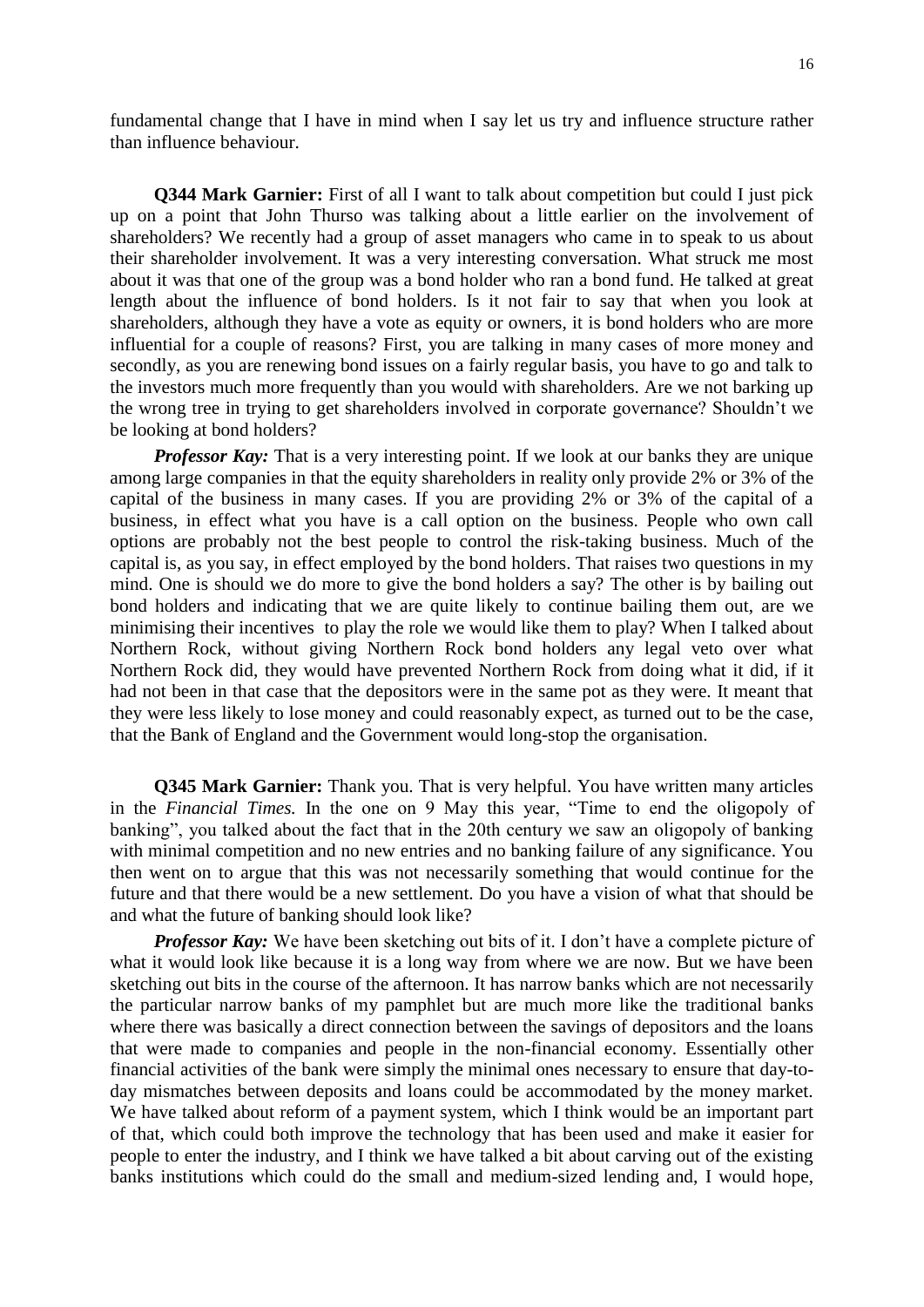fundamental change that I have in mind when I say let us try and influence structure rather than influence behaviour.

**Q344 Mark Garnier:** First of all I want to talk about competition but could I just pick up on a point that John Thurso was talking about a little earlier on the involvement of shareholders? We recently had a group of asset managers who came in to speak to us about their shareholder involvement. It was a very interesting conversation. What struck me most about it was that one of the group was a bond holder who ran a bond fund. He talked at great length about the influence of bond holders. Is it not fair to say that when you look at shareholders, although they have a vote as equity or owners, it is bond holders who are more influential for a couple of reasons? First, you are talking in many cases of more money and secondly, as you are renewing bond issues on a fairly regular basis, you have to go and talk to the investors much more frequently than you would with shareholders. Are we not barking up the wrong tree in trying to get shareholders involved in corporate governance? Shouldn't we be looking at bond holders?

***Professor Kay:*** That is a very interesting point. If we look at our banks they are unique among large companies in that the equity shareholders in reality only provide 2% or 3% of the capital of the business in many cases. If you are providing 2% or 3% of the capital of a business, in effect what you have is a call option on the business. People who own call options are probably not the best people to control the risk-taking business. Much of the capital is, as you say, in effect employed by the bond holders. That raises two questions in my mind. One is should we do more to give the bond holders a say? The other is by bailing out bond holders and indicating that we are quite likely to continue bailing them out, are we minimising their incentives to play the role we would like them to play? When I talked about Northern Rock, without giving Northern Rock bond holders any legal veto over what Northern Rock did, they would have prevented Northern Rock from doing what it did, if it had not been in that case that the depositors were in the same pot as they were. It meant that they were less likely to lose money and could reasonably expect, as turned out to be the case, that the Bank of England and the Government would long-stop the organisation.

**Q345 Mark Garnier:** Thank you. That is very helpful. You have written many articles in the *Financial Times.* In the one on 9 May this year, "Time to end the oligopoly of banking", you talked about the fact that in the 20th century we saw an oligopoly of banking with minimal competition and no new entries and no banking failure of any significance. You then went on to argue that this was not necessarily something that would continue for the future and that there would be a new settlement. Do you have a vision of what that should be and what the future of banking should look like?

***Professor Kay:*** We have been sketching out bits of it. I don't have a complete picture of what it would look like because it is a long way from where we are now. But we have been sketching out bits in the course of the afternoon. It has narrow banks which are not necessarily the particular narrow banks of my pamphlet but are much more like the traditional banks where there was basically a direct connection between the savings of depositors and the loans that were made to companies and people in the non-financial economy. Essentially other financial activities of the bank were simply the minimal ones necessary to ensure that day-to-day mismatches between deposits and loans could be accommodated by the money market. We have talked about reform of a payment system, which I think would be an important part of that, which could both improve the technology that has been used and make it easier for people to enter the industry, and I think we have talked a bit about carving out of the existing banks institutions which could do the small and medium-sized lending and, I would hope,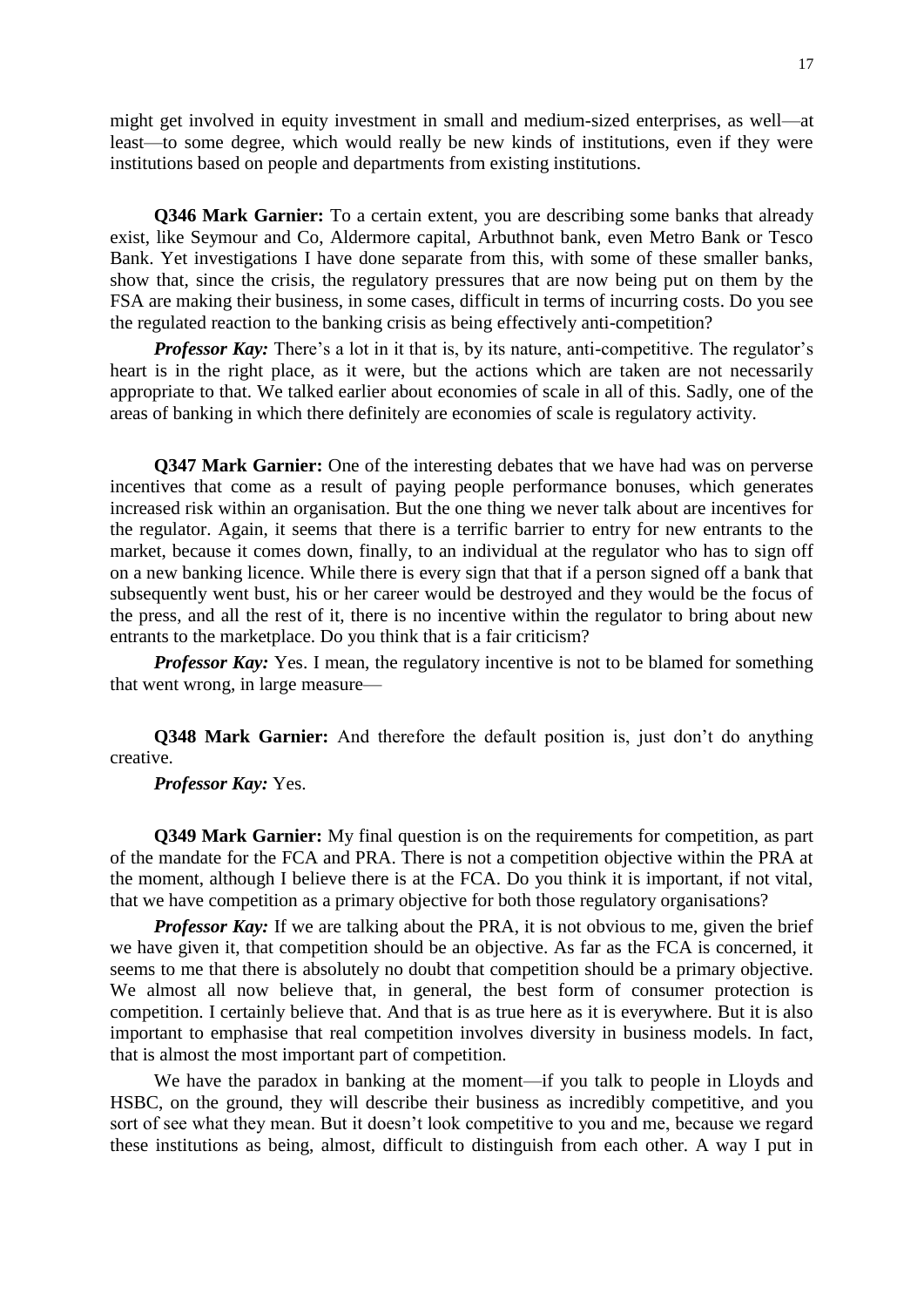might get involved in equity investment in small and medium-sized enterprises, as well—at least—to some degree, which would really be new kinds of institutions, even if they were institutions based on people and departments from existing institutions.

**Q346 Mark Garnier:** To a certain extent, you are describing some banks that already exist, like Seymour and Co, Aldermore capital, Arbuthnot bank, even Metro Bank or Tesco Bank. Yet investigations I have done separate from this, with some of these smaller banks, show that, since the crisis, the regulatory pressures that are now being put on them by the FSA are making their business, in some cases, difficult in terms of incurring costs. Do you see the regulated reaction to the banking crisis as being effectively anti-competition?

***Professor Kay:*** There's a lot in it that is, by its nature, anti-competitive. The regulator's heart is in the right place, as it were, but the actions which are taken are not necessarily appropriate to that. We talked earlier about economies of scale in all of this. Sadly, one of the areas of banking in which there definitely are economies of scale is regulatory activity.

**Q347 Mark Garnier:** One of the interesting debates that we have had was on perverse incentives that come as a result of paying people performance bonuses, which generates increased risk within an organisation. But the one thing we never talk about are incentives for the regulator. Again, it seems that there is a terrific barrier to entry for new entrants to the market, because it comes down, finally, to an individual at the regulator who has to sign off on a new banking licence. While there is every sign that that if a person signed off a bank that subsequently went bust, his or her career would be destroyed and they would be the focus of the press, and all the rest of it, there is no incentive within the regulator to bring about new entrants to the marketplace. Do you think that is a fair criticism?

***Professor Kay:*** Yes. I mean, the regulatory incentive is not to be blamed for something that went wrong, in large measure—

**Q348 Mark Garnier:** And therefore the default position is, just don't do anything creative.

***Professor Kay:*** Yes.

**Q349 Mark Garnier:** My final question is on the requirements for competition, as part of the mandate for the FCA and PRA. There is not a competition objective within the PRA at the moment, although I believe there is at the FCA. Do you think it is important, if not vital, that we have competition as a primary objective for both those regulatory organisations?

***Professor Kay:*** If we are talking about the PRA, it is not obvious to me, given the brief we have given it, that competition should be an objective. As far as the FCA is concerned, it seems to me that there is absolutely no doubt that competition should be a primary objective. We almost all now believe that, in general, the best form of consumer protection is competition. I certainly believe that. And that is as true here as it is everywhere. But it is also important to emphasise that real competition involves diversity in business models. In fact, that is almost the most important part of competition.

We have the paradox in banking at the moment—if you talk to people in Lloyds and HSBC, on the ground, they will describe their business as incredibly competitive, and you sort of see what they mean. But it doesn't look competitive to you and me, because we regard these institutions as being, almost, difficult to distinguish from each other. A way I put in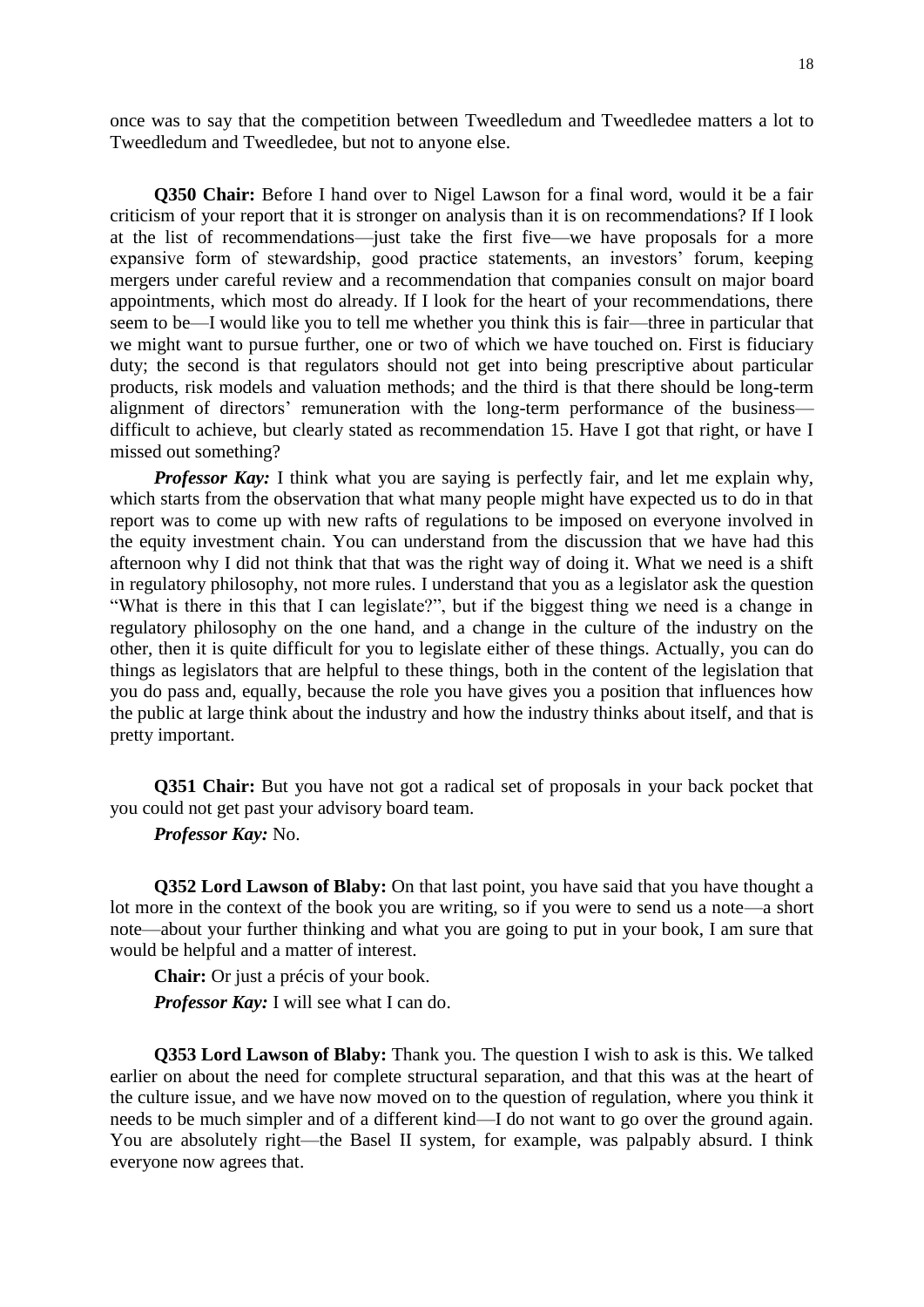once was to say that the competition between Tweedledum and Tweedledee matters a lot to Tweedledum and Tweedledee, but not to anyone else.

**Q350 Chair:** Before I hand over to Nigel Lawson for a final word, would it be a fair criticism of your report that it is stronger on analysis than it is on recommendations? If I look at the list of recommendations—just take the first five—we have proposals for a more expansive form of stewardship, good practice statements, an investors' forum, keeping mergers under careful review and a recommendation that companies consult on major board appointments, which most do already. If I look for the heart of your recommendations, there seem to be—I would like you to tell me whether you think this is fair—three in particular that we might want to pursue further, one or two of which we have touched on. First is fiduciary duty; the second is that regulators should not get into being prescriptive about particular products, risk models and valuation methods; and the third is that there should be long-term alignment of directors' remuneration with the long-term performance of the business—difficult to achieve, but clearly stated as recommendation 15. Have I got that right, or have I missed out something?

***Professor Kay:*** I think what you are saying is perfectly fair, and let me explain why, which starts from the observation that what many people might have expected us to do in that report was to come up with new rafts of regulations to be imposed on everyone involved in the equity investment chain. You can understand from the discussion that we have had this afternoon why I did not think that that was the right way of doing it. What we need is a shift in regulatory philosophy, not more rules. I understand that you as a legislator ask the question "What is there in this that I can legislate?", but if the biggest thing we need is a change in regulatory philosophy on the one hand, and a change in the culture of the industry on the other, then it is quite difficult for you to legislate either of these things. Actually, you can do things as legislators that are helpful to these things, both in the content of the legislation that you do pass and, equally, because the role you have gives you a position that influences how the public at large think about the industry and how the industry thinks about itself, and that is pretty important.

**Q351 Chair:** But you have not got a radical set of proposals in your back pocket that you could not get past your advisory board team.

***Professor Kay:*** No.

**Q352 Lord Lawson of Blaby:** On that last point, you have said that you have thought a lot more in the context of the book you are writing, so if you were to send us a note—a short note—about your further thinking and what you are going to put in your book, I am sure that would be helpful and a matter of interest.

**Chair:** Or just a précis of your book.

***Professor Kay:*** I will see what I can do.

**Q353 Lord Lawson of Blaby:** Thank you. The question I wish to ask is this. We talked earlier on about the need for complete structural separation, and that this was at the heart of the culture issue, and we have now moved on to the question of regulation, where you think it needs to be much simpler and of a different kind—I do not want to go over the ground again. You are absolutely right—the Basel II system, for example, was palpably absurd. I think everyone now agrees that.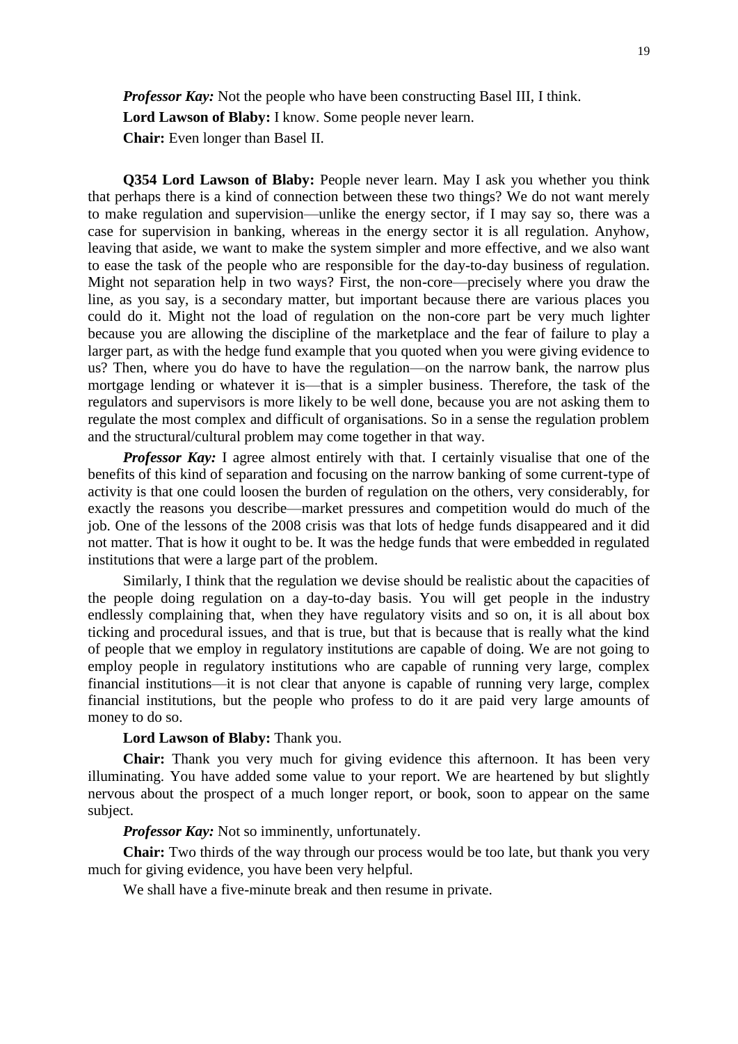***Professor Kay:*** Not the people who have been constructing Basel III, I think.

**Lord Lawson of Blaby:** I know. Some people never learn.

**Chair:** Even longer than Basel II.

**Q354 Lord Lawson of Blaby:** People never learn. May I ask you whether you think that perhaps there is a kind of connection between these two things? We do not want merely to make regulation and supervision—unlike the energy sector, if I may say so, there was a case for supervision in banking, whereas in the energy sector it is all regulation. Anyhow, leaving that aside, we want to make the system simpler and more effective, and we also want to ease the task of the people who are responsible for the day-to-day business of regulation. Might not separation help in two ways? First, the non-core—precisely where you draw the line, as you say, is a secondary matter, but important because there are various places you could do it. Might not the load of regulation on the non-core part be very much lighter because you are allowing the discipline of the marketplace and the fear of failure to play a larger part, as with the hedge fund example that you quoted when you were giving evidence to us? Then, where you do have to have the regulation—on the narrow bank, the narrow plus mortgage lending or whatever it is—that is a simpler business. Therefore, the task of the regulators and supervisors is more likely to be well done, because you are not asking them to regulate the most complex and difficult of organisations. So in a sense the regulation problem and the structural/cultural problem may come together in that way.

***Professor Kay:*** I agree almost entirely with that. I certainly visualise that one of the benefits of this kind of separation and focusing on the narrow banking of some current-type of activity is that one could loosen the burden of regulation on the others, very considerably, for exactly the reasons you describe—market pressures and competition would do much of the job. One of the lessons of the 2008 crisis was that lots of hedge funds disappeared and it did not matter. That is how it ought to be. It was the hedge funds that were embedded in regulated institutions that were a large part of the problem.

Similarly, I think that the regulation we devise should be realistic about the capacities of the people doing regulation on a day-to-day basis. You will get people in the industry endlessly complaining that, when they have regulatory visits and so on, it is all about box ticking and procedural issues, and that is true, but that is because that is really what the kind of people that we employ in regulatory institutions are capable of doing. We are not going to employ people in regulatory institutions who are capable of running very large, complex financial institutions—it is not clear that anyone is capable of running very large, complex financial institutions, but the people who profess to do it are paid very large amounts of money to do so.

**Lord Lawson of Blaby:** Thank you.

**Chair:** Thank you very much for giving evidence this afternoon. It has been very illuminating. You have added some value to your report. We are heartened by but slightly nervous about the prospect of a much longer report, or book, soon to appear on the same subject.

***Professor Kay:*** Not so imminently, unfortunately.

**Chair:** Two thirds of the way through our process would be too late, but thank you very much for giving evidence, you have been very helpful.

We shall have a five-minute break and then resume in private.